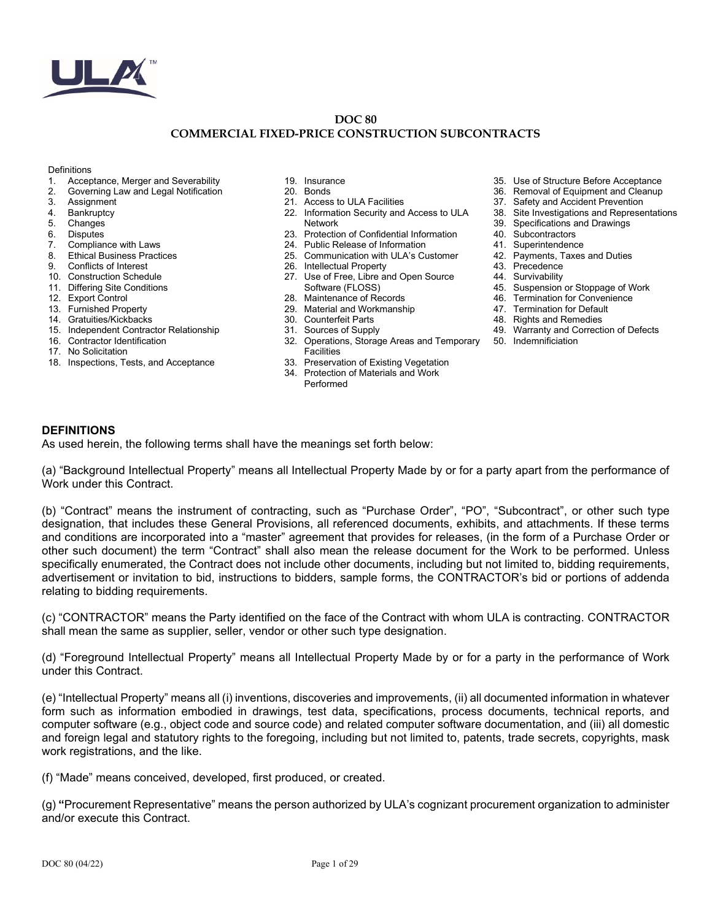# DOC 80
## COMMERCIAL FIXED-PRICE CONSTRUCTION SUBCONTRACTS

Definitions
1. Acceptance, Merger and Severability
2. Governing Law and Legal Notification
3. Assignment
4. Bankruptcy
5. Changes
6. Disputes
7. Compliance with Laws
8. Ethical Business Practices
9. Conflicts of Interest
10. Construction Schedule
11. Differing Site Conditions
12. Export Control
13. Furnished Property
14. Gratuities/Kickbacks
15. Independent Contractor Relationship
16. Contractor Identification
17. No Solicitation
18. Inspections, Tests, and Acceptance
19. Insurance
20. Bonds
21. Access to ULA Facilities
22. Information Security and Access to ULA Network
23. Protection of Confidential Information
24. Public Release of Information
25. Communication with ULA's Customer
26. Intellectual Property
27. Use of Free, Libre and Open Source Software (FLOSS)
28. Maintenance of Records
29. Material and Workmanship
30. Counterfeit Parts
31. Sources of Supply
32. Operations, Storage Areas and Temporary Facilities
33. Preservation of Existing Vegetation
34. Protection of Materials and Work Performed
35. Use of Structure Before Acceptance
36. Removal of Equipment and Cleanup
37. Safety and Accident Prevention
38. Site Investigations and Representations
39. Specifications and Drawings
40. Subcontractors
41. Superintendence
42. Payments, Taxes and Duties
43. Precedence
44. Survivability
45. Suspension or Stoppage of Work
46. Termination for Convenience
47. Termination for Default
48. Rights and Remedies
49. Warranty and Correction of Defects
50. Indemnificiation

### DEFINITIONS

As used herein, the following terms shall have the meanings set forth below:

(a) "Background Intellectual Property" means all Intellectual Property Made by or for a party apart from the performance of Work under this Contract.

(b) "Contract" means the instrument of contracting, such as "Purchase Order", "PO", "Subcontract", or other such type designation, that includes these General Provisions, all referenced documents, exhibits, and attachments. If these terms and conditions are incorporated into a "master" agreement that provides for releases, (in the form of a Purchase Order or other such document) the term "Contract" shall also mean the release document for the Work to be performed. Unless specifically enumerated, the Contract does not include other documents, including but not limited to, bidding requirements, advertisement or invitation to bid, instructions to bidders, sample forms, the CONTRACTOR's bid or portions of addenda relating to bidding requirements.

(c) "CONTRACTOR" means the Party identified on the face of the Contract with whom ULA is contracting. CONTRACTOR shall mean the same as supplier, seller, vendor or other such type designation.

(d) "Foreground Intellectual Property" means all Intellectual Property Made by or for a party in the performance of Work under this Contract.

(e) "Intellectual Property" means all (i) inventions, discoveries and improvements, (ii) all documented information in whatever form such as information embodied in drawings, test data, specifications, process documents, technical reports, and computer software (e.g., object code and source code) and related computer software documentation, and (iii) all domestic and foreign legal and statutory rights to the foregoing, including but not limited to, patents, trade secrets, copyrights, mask work registrations, and the like.

(f) "Made" means conceived, developed, first produced, or created.

(g) **"**Procurement Representative" means the person authorized by ULA's cognizant procurement organization to administer and/or execute this Contract.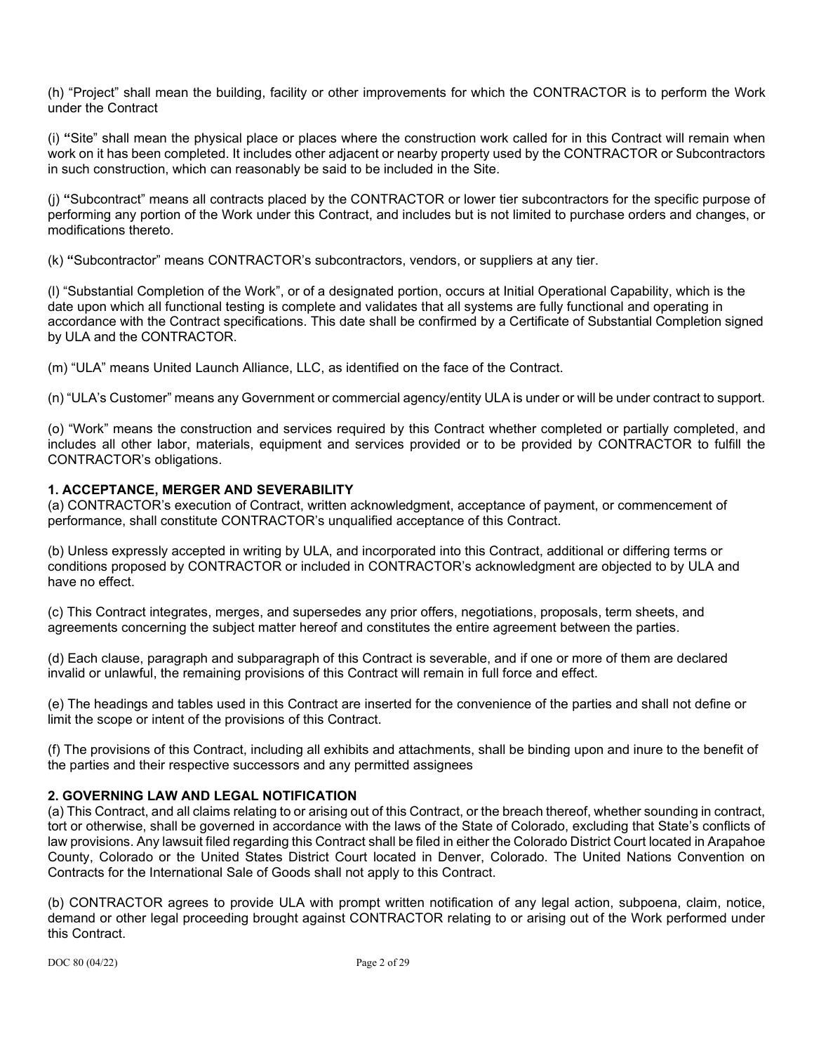(h) “Project” shall mean the building, facility or other improvements for which the CONTRACTOR is to perform the Work under the Contract

(i) **“**Site” shall mean the physical place or places where the construction work called for in this Contract will remain when work on it has been completed. It includes other adjacent or nearby property used by the CONTRACTOR or Subcontractors in such construction, which can reasonably be said to be included in the Site.

(j) **“**Subcontract” means all contracts placed by the CONTRACTOR or lower tier subcontractors for the specific purpose of performing any portion of the Work under this Contract, and includes but is not limited to purchase orders and changes, or modifications thereto.

(k) **“**Subcontractor” means CONTRACTOR’s subcontractors, vendors, or suppliers at any tier.

(l) “Substantial Completion of the Work”, or of a designated portion, occurs at Initial Operational Capability, which is the date upon which all functional testing is complete and validates that all systems are fully functional and operating in accordance with the Contract specifications. This date shall be confirmed by a Certificate of Substantial Completion signed by ULA and the CONTRACTOR.

(m) “ULA” means United Launch Alliance, LLC, as identified on the face of the Contract.

(n) “ULA’s Customer” means any Government or commercial agency/entity ULA is under or will be under contract to support.

(o) “Work” means the construction and services required by this Contract whether completed or partially completed, and includes all other labor, materials, equipment and services provided or to be provided by CONTRACTOR to fulfill the CONTRACTOR’s obligations.

## 1. ACCEPTANCE, MERGER AND SEVERABILITY

(a) CONTRACTOR’s execution of Contract, written acknowledgment, acceptance of payment, or commencement of performance, shall constitute CONTRACTOR’s unqualified acceptance of this Contract.

(b) Unless expressly accepted in writing by ULA, and incorporated into this Contract, additional or differing terms or conditions proposed by CONTRACTOR or included in CONTRACTOR’s acknowledgment are objected to by ULA and have no effect.

(c) This Contract integrates, merges, and supersedes any prior offers, negotiations, proposals, term sheets, and agreements concerning the subject matter hereof and constitutes the entire agreement between the parties.

(d) Each clause, paragraph and subparagraph of this Contract is severable, and if one or more of them are declared invalid or unlawful, the remaining provisions of this Contract will remain in full force and effect.

(e) The headings and tables used in this Contract are inserted for the convenience of the parties and shall not define or limit the scope or intent of the provisions of this Contract.

(f) The provisions of this Contract, including all exhibits and attachments, shall be binding upon and inure to the benefit of the parties and their respective successors and any permitted assignees

## 2. GOVERNING LAW AND LEGAL NOTIFICATION

(a) This Contract, and all claims relating to or arising out of this Contract, or the breach thereof, whether sounding in contract, tort or otherwise, shall be governed in accordance with the laws of the State of Colorado, excluding that State’s conflicts of law provisions. Any lawsuit filed regarding this Contract shall be filed in either the Colorado District Court located in Arapahoe County, Colorado or the United States District Court located in Denver, Colorado. The United Nations Convention on Contracts for the International Sale of Goods shall not apply to this Contract.

(b) CONTRACTOR agrees to provide ULA with prompt written notification of any legal action, subpoena, claim, notice, demand or other legal proceeding brought against CONTRACTOR relating to or arising out of the Work performed under this Contract.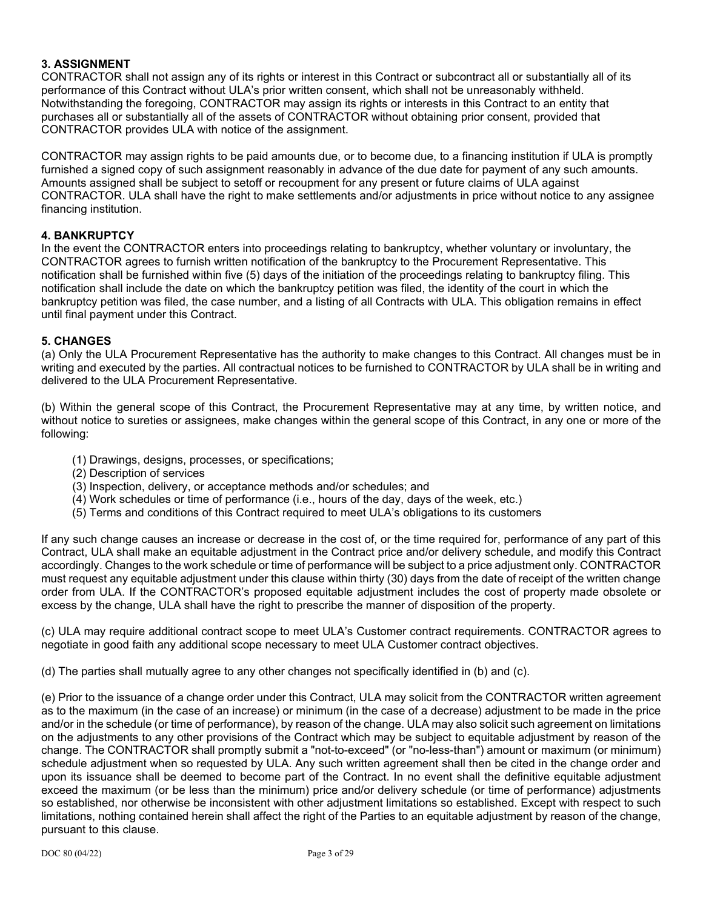### 3. ASSIGNMENT

CONTRACTOR shall not assign any of its rights or interest in this Contract or subcontract all or substantially all of its performance of this Contract without ULA's prior written consent, which shall not be unreasonably withheld. Notwithstanding the foregoing, CONTRACTOR may assign its rights or interests in this Contract to an entity that purchases all or substantially all of the assets of CONTRACTOR without obtaining prior consent, provided that CONTRACTOR provides ULA with notice of the assignment.

CONTRACTOR may assign rights to be paid amounts due, or to become due, to a financing institution if ULA is promptly furnished a signed copy of such assignment reasonably in advance of the due date for payment of any such amounts. Amounts assigned shall be subject to setoff or recoupment for any present or future claims of ULA against CONTRACTOR. ULA shall have the right to make settlements and/or adjustments in price without notice to any assignee financing institution.

### 4. BANKRUPTCY

In the event the CONTRACTOR enters into proceedings relating to bankruptcy, whether voluntary or involuntary, the CONTRACTOR agrees to furnish written notification of the bankruptcy to the Procurement Representative. This notification shall be furnished within five (5) days of the initiation of the proceedings relating to bankruptcy filing. This notification shall include the date on which the bankruptcy petition was filed, the identity of the court in which the bankruptcy petition was filed, the case number, and a listing of all Contracts with ULA. This obligation remains in effect until final payment under this Contract.

### 5. CHANGES

(a) Only the ULA Procurement Representative has the authority to make changes to this Contract. All changes must be in writing and executed by the parties. All contractual notices to be furnished to CONTRACTOR by ULA shall be in writing and delivered to the ULA Procurement Representative.

(b) Within the general scope of this Contract, the Procurement Representative may at any time, by written notice, and without notice to sureties or assignees, make changes within the general scope of this Contract, in any one or more of the following:

(1) Drawings, designs, processes, or specifications;
(2) Description of services
(3) Inspection, delivery, or acceptance methods and/or schedules; and
(4) Work schedules or time of performance (i.e., hours of the day, days of the week, etc.)
(5) Terms and conditions of this Contract required to meet ULA's obligations to its customers

If any such change causes an increase or decrease in the cost of, or the time required for, performance of any part of this Contract, ULA shall make an equitable adjustment in the Contract price and/or delivery schedule, and modify this Contract accordingly. Changes to the work schedule or time of performance will be subject to a price adjustment only. CONTRACTOR must request any equitable adjustment under this clause within thirty (30) days from the date of receipt of the written change order from ULA. If the CONTRACTOR's proposed equitable adjustment includes the cost of property made obsolete or excess by the change, ULA shall have the right to prescribe the manner of disposition of the property.

(c) ULA may require additional contract scope to meet ULA's Customer contract requirements. CONTRACTOR agrees to negotiate in good faith any additional scope necessary to meet ULA Customer contract objectives.

(d) The parties shall mutually agree to any other changes not specifically identified in (b) and (c).

(e) Prior to the issuance of a change order under this Contract, ULA may solicit from the CONTRACTOR written agreement as to the maximum (in the case of an increase) or minimum (in the case of a decrease) adjustment to be made in the price and/or in the schedule (or time of performance), by reason of the change. ULA may also solicit such agreement on limitations on the adjustments to any other provisions of the Contract which may be subject to equitable adjustment by reason of the change. The CONTRACTOR shall promptly submit a "not-to-exceed" (or "no-less-than") amount or maximum (or minimum) schedule adjustment when so requested by ULA. Any such written agreement shall then be cited in the change order and upon its issuance shall be deemed to become part of the Contract. In no event shall the definitive equitable adjustment exceed the maximum (or be less than the minimum) price and/or delivery schedule (or time of performance) adjustments so established, nor otherwise be inconsistent with other adjustment limitations so established. Except with respect to such limitations, nothing contained herein shall affect the right of the Parties to an equitable adjustment by reason of the change, pursuant to this clause.

DOC 80 (04/22)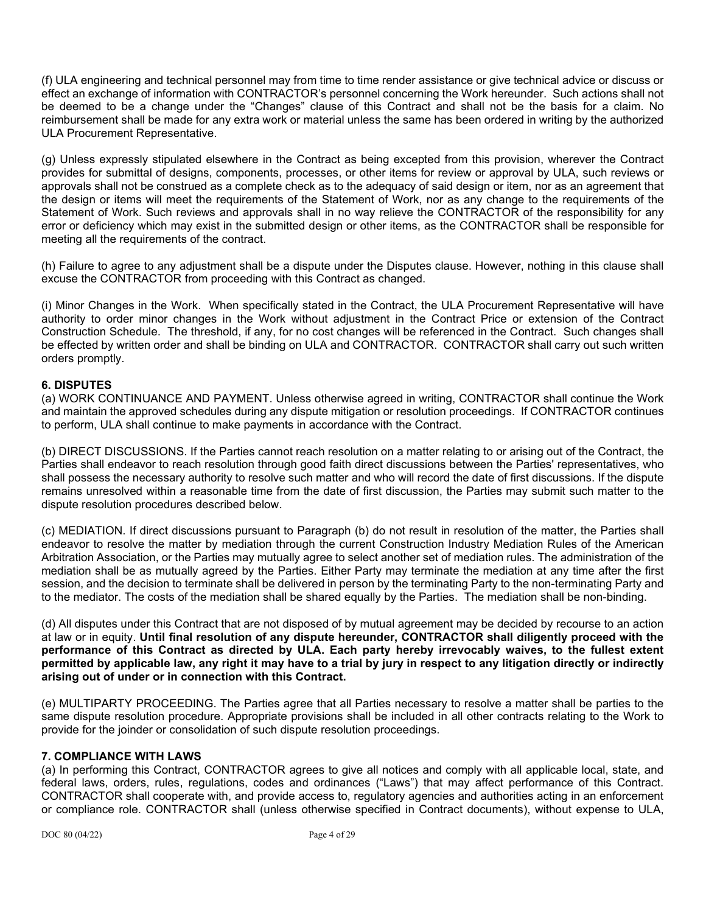(f) ULA engineering and technical personnel may from time to time render assistance or give technical advice or discuss or effect an exchange of information with CONTRACTOR's personnel concerning the Work hereunder. Such actions shall not be deemed to be a change under the "Changes" clause of this Contract and shall not be the basis for a claim. No reimbursement shall be made for any extra work or material unless the same has been ordered in writing by the authorized ULA Procurement Representative.

(g) Unless expressly stipulated elsewhere in the Contract as being excepted from this provision, wherever the Contract provides for submittal of designs, components, processes, or other items for review or approval by ULA, such reviews or approvals shall not be construed as a complete check as to the adequacy of said design or item, nor as an agreement that the design or items will meet the requirements of the Statement of Work, nor as any change to the requirements of the Statement of Work. Such reviews and approvals shall in no way relieve the CONTRACTOR of the responsibility for any error or deficiency which may exist in the submitted design or other items, as the CONTRACTOR shall be responsible for meeting all the requirements of the contract.

(h) Failure to agree to any adjustment shall be a dispute under the Disputes clause. However, nothing in this clause shall excuse the CONTRACTOR from proceeding with this Contract as changed.

(i) Minor Changes in the Work. When specifically stated in the Contract, the ULA Procurement Representative will have authority to order minor changes in the Work without adjustment in the Contract Price or extension of the Contract Construction Schedule. The threshold, if any, for no cost changes will be referenced in the Contract. Such changes shall be effected by written order and shall be binding on ULA and CONTRACTOR. CONTRACTOR shall carry out such written orders promptly.

## 6. DISPUTES

(a) WORK CONTINUANCE AND PAYMENT. Unless otherwise agreed in writing, CONTRACTOR shall continue the Work and maintain the approved schedules during any dispute mitigation or resolution proceedings. If CONTRACTOR continues to perform, ULA shall continue to make payments in accordance with the Contract.

(b) DIRECT DISCUSSIONS. If the Parties cannot reach resolution on a matter relating to or arising out of the Contract, the Parties shall endeavor to reach resolution through good faith direct discussions between the Parties' representatives, who shall possess the necessary authority to resolve such matter and who will record the date of first discussions. If the dispute remains unresolved within a reasonable time from the date of first discussion, the Parties may submit such matter to the dispute resolution procedures described below.

(c) MEDIATION. If direct discussions pursuant to Paragraph (b) do not result in resolution of the matter, the Parties shall endeavor to resolve the matter by mediation through the current Construction Industry Mediation Rules of the American Arbitration Association, or the Parties may mutually agree to select another set of mediation rules. The administration of the mediation shall be as mutually agreed by the Parties. Either Party may terminate the mediation at any time after the first session, and the decision to terminate shall be delivered in person by the terminating Party to the non-terminating Party and to the mediator. The costs of the mediation shall be shared equally by the Parties. The mediation shall be non-binding.

(d) All disputes under this Contract that are not disposed of by mutual agreement may be decided by recourse to an action at law or in equity. **Until final resolution of any dispute hereunder, CONTRACTOR shall diligently proceed with the performance of this Contract as directed by ULA. Each party hereby irrevocably waives, to the fullest extent permitted by applicable law, any right it may have to a trial by jury in respect to any litigation directly or indirectly arising out of under or in connection with this Contract.**

(e) MULTIPARTY PROCEEDING. The Parties agree that all Parties necessary to resolve a matter shall be parties to the same dispute resolution procedure. Appropriate provisions shall be included in all other contracts relating to the Work to provide for the joinder or consolidation of such dispute resolution proceedings.

## 7. COMPLIANCE WITH LAWS

(a) In performing this Contract, CONTRACTOR agrees to give all notices and comply with all applicable local, state, and federal laws, orders, rules, regulations, codes and ordinances ("Laws") that may affect performance of this Contract. CONTRACTOR shall cooperate with, and provide access to, regulatory agencies and authorities acting in an enforcement or compliance role. CONTRACTOR shall (unless otherwise specified in Contract documents), without expense to ULA,

DOC 80 (04/22)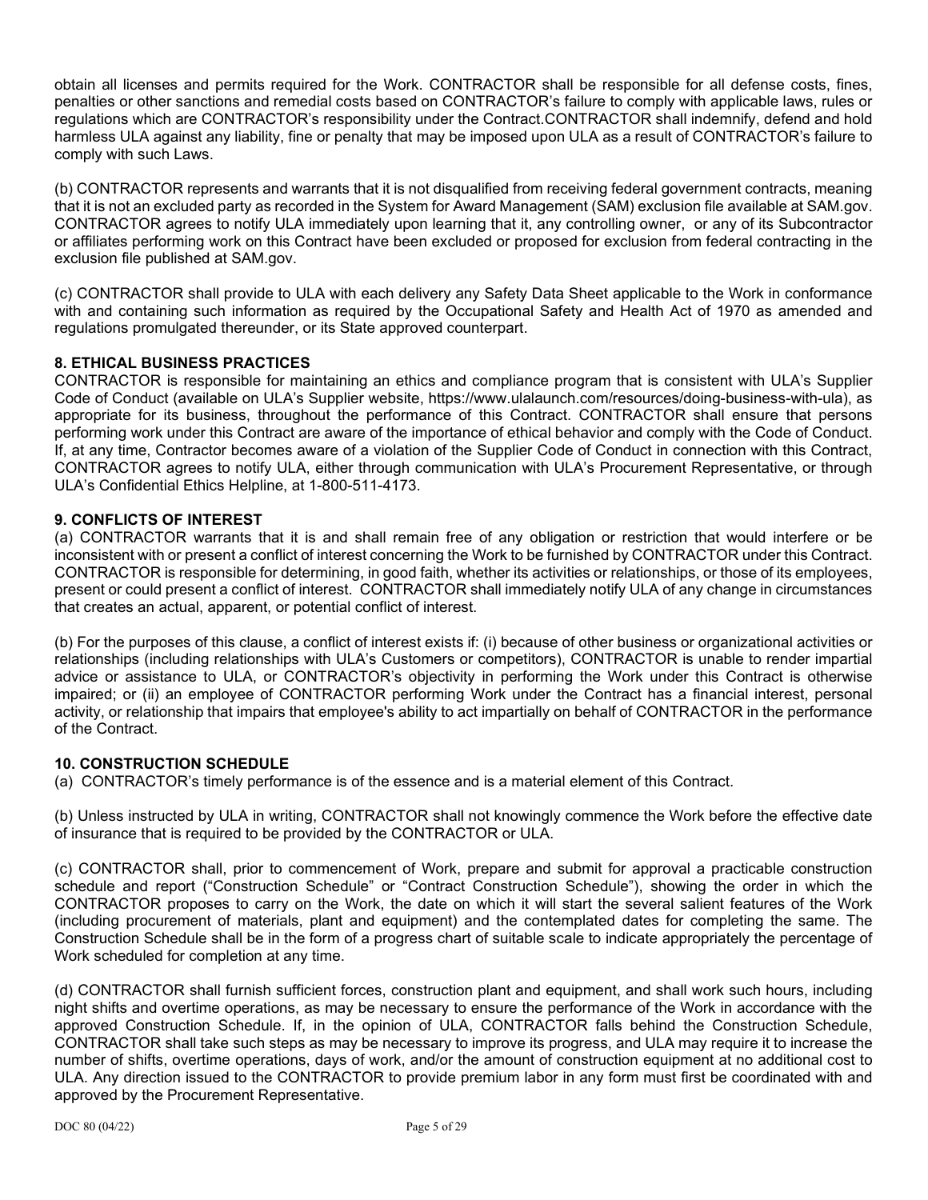obtain all licenses and permits required for the Work. CONTRACTOR shall be responsible for all defense costs, fines, penalties or other sanctions and remedial costs based on CONTRACTOR's failure to comply with applicable laws, rules or regulations which are CONTRACTOR's responsibility under the Contract.CONTRACTOR shall indemnify, defend and hold harmless ULA against any liability, fine or penalty that may be imposed upon ULA as a result of CONTRACTOR's failure to comply with such Laws.

(b) CONTRACTOR represents and warrants that it is not disqualified from receiving federal government contracts, meaning that it is not an excluded party as recorded in the System for Award Management (SAM) exclusion file available at SAM.gov. CONTRACTOR agrees to notify ULA immediately upon learning that it, any controlling owner, or any of its Subcontractor or affiliates performing work on this Contract have been excluded or proposed for exclusion from federal contracting in the exclusion file published at SAM.gov.

(c) CONTRACTOR shall provide to ULA with each delivery any Safety Data Sheet applicable to the Work in conformance with and containing such information as required by the Occupational Safety and Health Act of 1970 as amended and regulations promulgated thereunder, or its State approved counterpart.

**8. ETHICAL BUSINESS PRACTICES**

CONTRACTOR is responsible for maintaining an ethics and compliance program that is consistent with ULA's Supplier Code of Conduct (available on ULA's Supplier website, https://www.ulalaunch.com/resources/doing-business-with-ula), as appropriate for its business, throughout the performance of this Contract. CONTRACTOR shall ensure that persons performing work under this Contract are aware of the importance of ethical behavior and comply with the Code of Conduct. If, at any time, Contractor becomes aware of a violation of the Supplier Code of Conduct in connection with this Contract, CONTRACTOR agrees to notify ULA, either through communication with ULA's Procurement Representative, or through ULA's Confidential Ethics Helpline, at 1-800-511-4173.

**9. CONFLICTS OF INTEREST**

(a) CONTRACTOR warrants that it is and shall remain free of any obligation or restriction that would interfere or be inconsistent with or present a conflict of interest concerning the Work to be furnished by CONTRACTOR under this Contract. CONTRACTOR is responsible for determining, in good faith, whether its activities or relationships, or those of its employees, present or could present a conflict of interest. CONTRACTOR shall immediately notify ULA of any change in circumstances that creates an actual, apparent, or potential conflict of interest.

(b) For the purposes of this clause, a conflict of interest exists if: (i) because of other business or organizational activities or relationships (including relationships with ULA's Customers or competitors), CONTRACTOR is unable to render impartial advice or assistance to ULA, or CONTRACTOR's objectivity in performing the Work under this Contract is otherwise impaired; or (ii) an employee of CONTRACTOR performing Work under the Contract has a financial interest, personal activity, or relationship that impairs that employee's ability to act impartially on behalf of CONTRACTOR in the performance of the Contract.

**10. CONSTRUCTION SCHEDULE**

(a) CONTRACTOR's timely performance is of the essence and is a material element of this Contract.

(b) Unless instructed by ULA in writing, CONTRACTOR shall not knowingly commence the Work before the effective date of insurance that is required to be provided by the CONTRACTOR or ULA.

(c) CONTRACTOR shall, prior to commencement of Work, prepare and submit for approval a practicable construction schedule and report ("Construction Schedule" or "Contract Construction Schedule"), showing the order in which the CONTRACTOR proposes to carry on the Work, the date on which it will start the several salient features of the Work (including procurement of materials, plant and equipment) and the contemplated dates for completing the same. The Construction Schedule shall be in the form of a progress chart of suitable scale to indicate appropriately the percentage of Work scheduled for completion at any time.

(d) CONTRACTOR shall furnish sufficient forces, construction plant and equipment, and shall work such hours, including night shifts and overtime operations, as may be necessary to ensure the performance of the Work in accordance with the approved Construction Schedule. If, in the opinion of ULA, CONTRACTOR falls behind the Construction Schedule, CONTRACTOR shall take such steps as may be necessary to improve its progress, and ULA may require it to increase the number of shifts, overtime operations, days of work, and/or the amount of construction equipment at no additional cost to ULA. Any direction issued to the CONTRACTOR to provide premium labor in any form must first be coordinated with and approved by the Procurement Representative.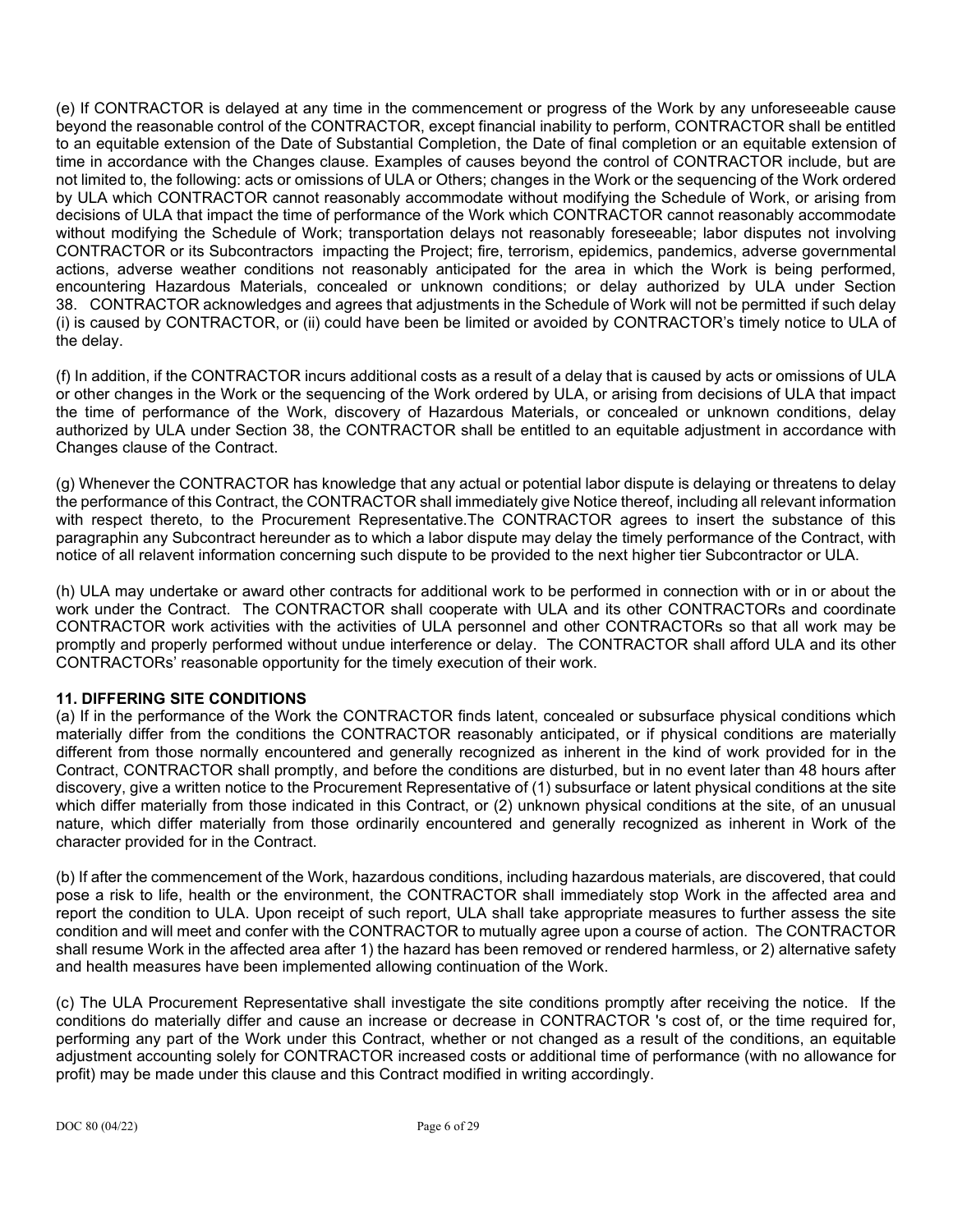(e) If CONTRACTOR is delayed at any time in the commencement or progress of the Work by any unforeseeable cause beyond the reasonable control of the CONTRACTOR, except financial inability to perform, CONTRACTOR shall be entitled to an equitable extension of the Date of Substantial Completion, the Date of final completion or an equitable extension of time in accordance with the Changes clause. Examples of causes beyond the control of CONTRACTOR include, but are not limited to, the following: acts or omissions of ULA or Others; changes in the Work or the sequencing of the Work ordered by ULA which CONTRACTOR cannot reasonably accommodate without modifying the Schedule of Work, or arising from decisions of ULA that impact the time of performance of the Work which CONTRACTOR cannot reasonably accommodate without modifying the Schedule of Work; transportation delays not reasonably foreseeable; labor disputes not involving CONTRACTOR or its Subcontractors impacting the Project; fire, terrorism, epidemics, pandemics, adverse governmental actions, adverse weather conditions not reasonably anticipated for the area in which the Work is being performed, encountering Hazardous Materials, concealed or unknown conditions; or delay authorized by ULA under Section 38. CONTRACTOR acknowledges and agrees that adjustments in the Schedule of Work will not be permitted if such delay (i) is caused by CONTRACTOR, or (ii) could have been be limited or avoided by CONTRACTOR's timely notice to ULA of the delay.

(f) In addition, if the CONTRACTOR incurs additional costs as a result of a delay that is caused by acts or omissions of ULA or other changes in the Work or the sequencing of the Work ordered by ULA, or arising from decisions of ULA that impact the time of performance of the Work, discovery of Hazardous Materials, or concealed or unknown conditions, delay authorized by ULA under Section 38, the CONTRACTOR shall be entitled to an equitable adjustment in accordance with Changes clause of the Contract.

(g) Whenever the CONTRACTOR has knowledge that any actual or potential labor dispute is delaying or threatens to delay the performance of this Contract, the CONTRACTOR shall immediately give Notice thereof, including all relevant information with respect thereto, to the Procurement Representative.The CONTRACTOR agrees to insert the substance of this paragraphin any Subcontract hereunder as to which a labor dispute may delay the timely performance of the Contract, with notice of all relavent information concerning such dispute to be provided to the next higher tier Subcontractor or ULA.

(h) ULA may undertake or award other contracts for additional work to be performed in connection with or in or about the work under the Contract. The CONTRACTOR shall cooperate with ULA and its other CONTRACTORs and coordinate CONTRACTOR work activities with the activities of ULA personnel and other CONTRACTORs so that all work may be promptly and properly performed without undue interference or delay. The CONTRACTOR shall afford ULA and its other CONTRACTORs' reasonable opportunity for the timely execution of their work.

**11. DIFFERING SITE CONDITIONS**

(a) If in the performance of the Work the CONTRACTOR finds latent, concealed or subsurface physical conditions which materially differ from the conditions the CONTRACTOR reasonably anticipated, or if physical conditions are materially different from those normally encountered and generally recognized as inherent in the kind of work provided for in the Contract, CONTRACTOR shall promptly, and before the conditions are disturbed, but in no event later than 48 hours after discovery, give a written notice to the Procurement Representative of (1) subsurface or latent physical conditions at the site which differ materially from those indicated in this Contract, or (2) unknown physical conditions at the site, of an unusual nature, which differ materially from those ordinarily encountered and generally recognized as inherent in Work of the character provided for in the Contract.

(b) If after the commencement of the Work, hazardous conditions, including hazardous materials, are discovered, that could pose a risk to life, health or the environment, the CONTRACTOR shall immediately stop Work in the affected area and report the condition to ULA. Upon receipt of such report, ULA shall take appropriate measures to further assess the site condition and will meet and confer with the CONTRACTOR to mutually agree upon a course of action. The CONTRACTOR shall resume Work in the affected area after 1) the hazard has been removed or rendered harmless, or 2) alternative safety and health measures have been implemented allowing continuation of the Work.

(c) The ULA Procurement Representative shall investigate the site conditions promptly after receiving the notice. If the conditions do materially differ and cause an increase or decrease in CONTRACTOR 's cost of, or the time required for, performing any part of the Work under this Contract, whether or not changed as a result of the conditions, an equitable adjustment accounting solely for CONTRACTOR increased costs or additional time of performance (with no allowance for profit) may be made under this clause and this Contract modified in writing accordingly.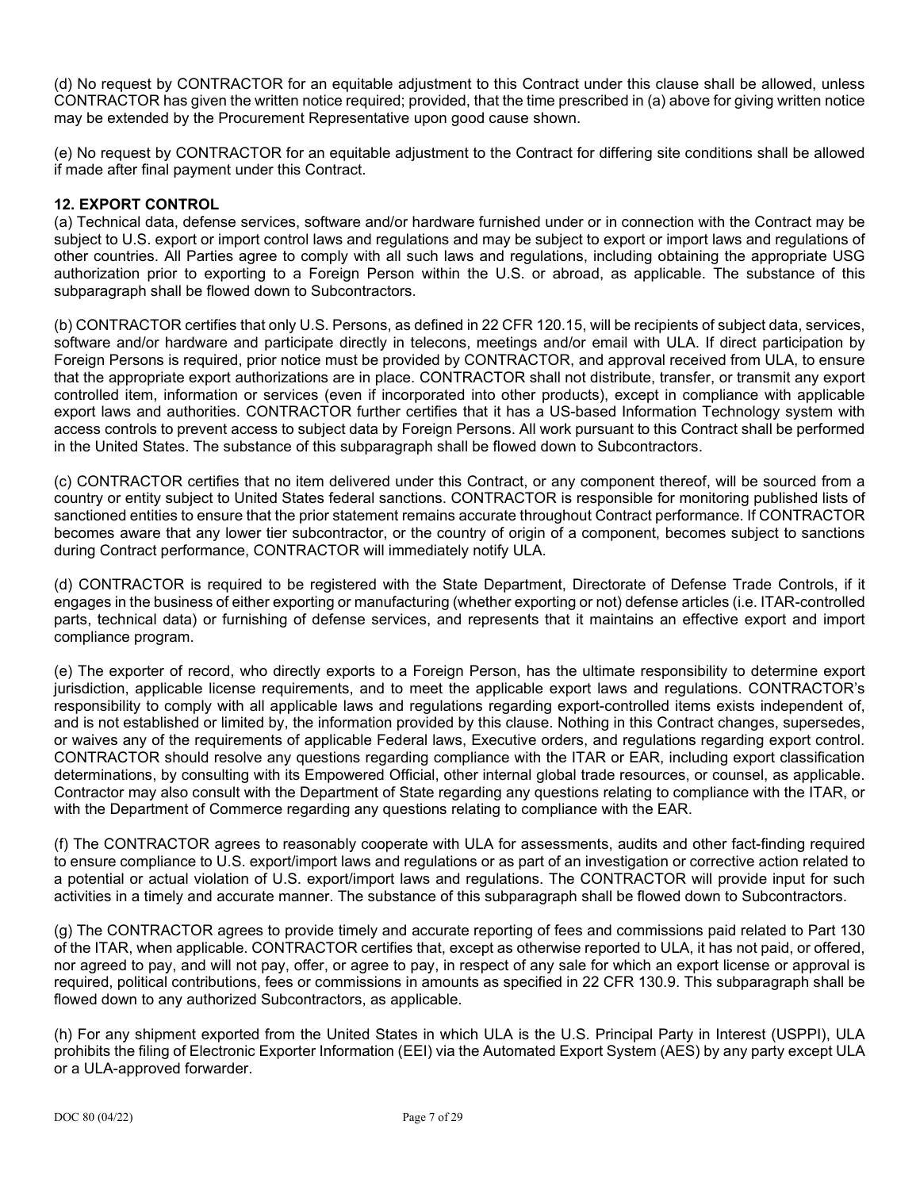(d) No request by CONTRACTOR for an equitable adjustment to this Contract under this clause shall be allowed, unless CONTRACTOR has given the written notice required; provided, that the time prescribed in (a) above for giving written notice may be extended by the Procurement Representative upon good cause shown.

(e) No request by CONTRACTOR for an equitable adjustment to the Contract for differing site conditions shall be allowed if made after final payment under this Contract.

**12. EXPORT CONTROL**

(a) Technical data, defense services, software and/or hardware furnished under or in connection with the Contract may be subject to U.S. export or import control laws and regulations and may be subject to export or import laws and regulations of other countries. All Parties agree to comply with all such laws and regulations, including obtaining the appropriate USG authorization prior to exporting to a Foreign Person within the U.S. or abroad, as applicable. The substance of this subparagraph shall be flowed down to Subcontractors.

(b) CONTRACTOR certifies that only U.S. Persons, as defined in 22 CFR 120.15, will be recipients of subject data, services, software and/or hardware and participate directly in telecons, meetings and/or email with ULA. If direct participation by Foreign Persons is required, prior notice must be provided by CONTRACTOR, and approval received from ULA, to ensure that the appropriate export authorizations are in place. CONTRACTOR shall not distribute, transfer, or transmit any export controlled item, information or services (even if incorporated into other products), except in compliance with applicable export laws and authorities. CONTRACTOR further certifies that it has a US-based Information Technology system with access controls to prevent access to subject data by Foreign Persons. All work pursuant to this Contract shall be performed in the United States. The substance of this subparagraph shall be flowed down to Subcontractors.

(c) CONTRACTOR certifies that no item delivered under this Contract, or any component thereof, will be sourced from a country or entity subject to United States federal sanctions. CONTRACTOR is responsible for monitoring published lists of sanctioned entities to ensure that the prior statement remains accurate throughout Contract performance. If CONTRACTOR becomes aware that any lower tier subcontractor, or the country of origin of a component, becomes subject to sanctions during Contract performance, CONTRACTOR will immediately notify ULA.

(d) CONTRACTOR is required to be registered with the State Department, Directorate of Defense Trade Controls, if it engages in the business of either exporting or manufacturing (whether exporting or not) defense articles (i.e. ITAR-controlled parts, technical data) or furnishing of defense services, and represents that it maintains an effective export and import compliance program.

(e) The exporter of record, who directly exports to a Foreign Person, has the ultimate responsibility to determine export jurisdiction, applicable license requirements, and to meet the applicable export laws and regulations. CONTRACTOR's responsibility to comply with all applicable laws and regulations regarding export-controlled items exists independent of, and is not established or limited by, the information provided by this clause. Nothing in this Contract changes, supersedes, or waives any of the requirements of applicable Federal laws, Executive orders, and regulations regarding export control. CONTRACTOR should resolve any questions regarding compliance with the ITAR or EAR, including export classification determinations, by consulting with its Empowered Official, other internal global trade resources, or counsel, as applicable. Contractor may also consult with the Department of State regarding any questions relating to compliance with the ITAR, or with the Department of Commerce regarding any questions relating to compliance with the EAR.

(f) The CONTRACTOR agrees to reasonably cooperate with ULA for assessments, audits and other fact-finding required to ensure compliance to U.S. export/import laws and regulations or as part of an investigation or corrective action related to a potential or actual violation of U.S. export/import laws and regulations. The CONTRACTOR will provide input for such activities in a timely and accurate manner. The substance of this subparagraph shall be flowed down to Subcontractors.

(g) The CONTRACTOR agrees to provide timely and accurate reporting of fees and commissions paid related to Part 130 of the ITAR, when applicable. CONTRACTOR certifies that, except as otherwise reported to ULA, it has not paid, or offered, nor agreed to pay, and will not pay, offer, or agree to pay, in respect of any sale for which an export license or approval is required, political contributions, fees or commissions in amounts as specified in 22 CFR 130.9. This subparagraph shall be flowed down to any authorized Subcontractors, as applicable.

(h) For any shipment exported from the United States in which ULA is the U.S. Principal Party in Interest (USPPI), ULA prohibits the filing of Electronic Exporter Information (EEI) via the Automated Export System (AES) by any party except ULA or a ULA-approved forwarder.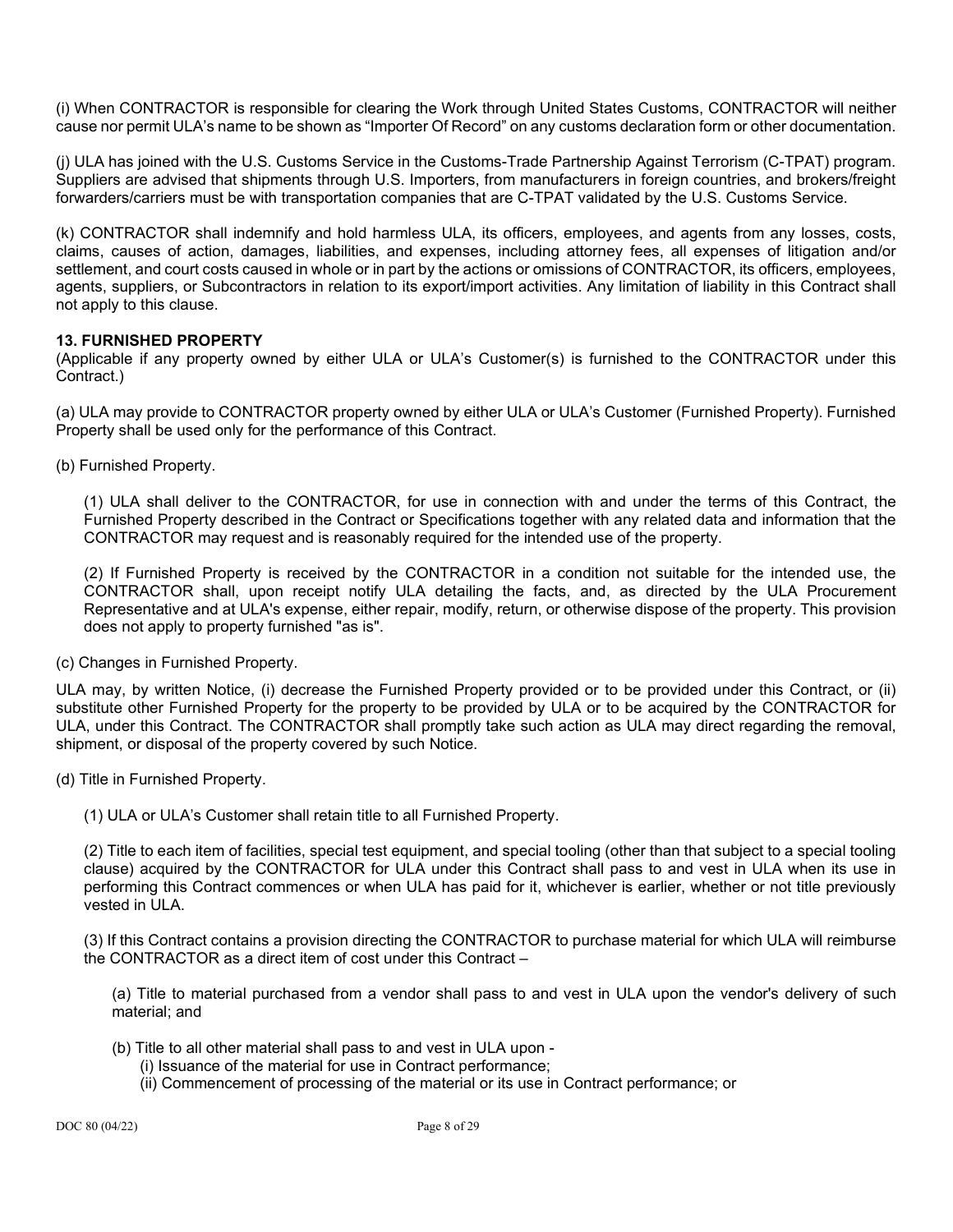(i) When CONTRACTOR is responsible for clearing the Work through United States Customs, CONTRACTOR will neither cause nor permit ULA's name to be shown as "Importer Of Record" on any customs declaration form or other documentation.

(j) ULA has joined with the U.S. Customs Service in the Customs-Trade Partnership Against Terrorism (C-TPAT) program. Suppliers are advised that shipments through U.S. Importers, from manufacturers in foreign countries, and brokers/freight forwarders/carriers must be with transportation companies that are C-TPAT validated by the U.S. Customs Service.

(k) CONTRACTOR shall indemnify and hold harmless ULA, its officers, employees, and agents from any losses, costs, claims, causes of action, damages, liabilities, and expenses, including attorney fees, all expenses of litigation and/or settlement, and court costs caused in whole or in part by the actions or omissions of CONTRACTOR, its officers, employees, agents, suppliers, or Subcontractors in relation to its export/import activities. Any limitation of liability in this Contract shall not apply to this clause.

**13. FURNISHED PROPERTY**

(Applicable if any property owned by either ULA or ULA's Customer(s) is furnished to the CONTRACTOR under this Contract.)

(a) ULA may provide to CONTRACTOR property owned by either ULA or ULA's Customer (Furnished Property). Furnished Property shall be used only for the performance of this Contract.

(b) Furnished Property.

(1) ULA shall deliver to the CONTRACTOR, for use in connection with and under the terms of this Contract, the Furnished Property described in the Contract or Specifications together with any related data and information that the CONTRACTOR may request and is reasonably required for the intended use of the property.

(2) If Furnished Property is received by the CONTRACTOR in a condition not suitable for the intended use, the CONTRACTOR shall, upon receipt notify ULA detailing the facts, and, as directed by the ULA Procurement Representative and at ULA's expense, either repair, modify, return, or otherwise dispose of the property. This provision does not apply to property furnished "as is".

(c) Changes in Furnished Property.

ULA may, by written Notice, (i) decrease the Furnished Property provided or to be provided under this Contract, or (ii) substitute other Furnished Property for the property to be provided by ULA or to be acquired by the CONTRACTOR for ULA, under this Contract. The CONTRACTOR shall promptly take such action as ULA may direct regarding the removal, shipment, or disposal of the property covered by such Notice.

(d) Title in Furnished Property.

(1) ULA or ULA's Customer shall retain title to all Furnished Property.

(2) Title to each item of facilities, special test equipment, and special tooling (other than that subject to a special tooling clause) acquired by the CONTRACTOR for ULA under this Contract shall pass to and vest in ULA when its use in performing this Contract commences or when ULA has paid for it, whichever is earlier, whether or not title previously vested in ULA.

(3) If this Contract contains a provision directing the CONTRACTOR to purchase material for which ULA will reimburse the CONTRACTOR as a direct item of cost under this Contract –

(a) Title to material purchased from a vendor shall pass to and vest in ULA upon the vendor's delivery of such material; and

(b) Title to all other material shall pass to and vest in ULA upon -
(i) Issuance of the material for use in Contract performance;
(ii) Commencement of processing of the material or its use in Contract performance; or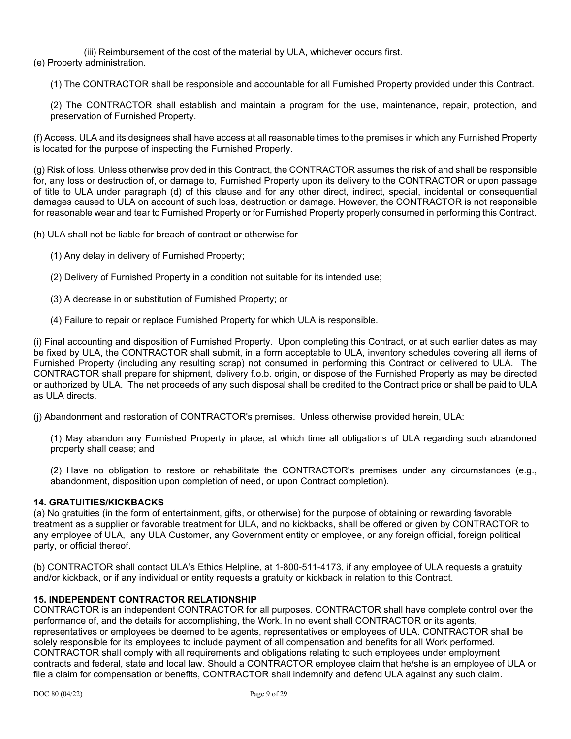(iii) Reimbursement of the cost of the material by ULA, whichever occurs first.

(e) Property administration.

(1) The CONTRACTOR shall be responsible and accountable for all Furnished Property provided under this Contract.

(2) The CONTRACTOR shall establish and maintain a program for the use, maintenance, repair, protection, and preservation of Furnished Property.

(f) Access. ULA and its designees shall have access at all reasonable times to the premises in which any Furnished Property is located for the purpose of inspecting the Furnished Property.

(g) Risk of loss. Unless otherwise provided in this Contract, the CONTRACTOR assumes the risk of and shall be responsible for, any loss or destruction of, or damage to, Furnished Property upon its delivery to the CONTRACTOR or upon passage of title to ULA under paragraph (d) of this clause and for any other direct, indirect, special, incidental or consequential damages caused to ULA on account of such loss, destruction or damage. However, the CONTRACTOR is not responsible for reasonable wear and tear to Furnished Property or for Furnished Property properly consumed in performing this Contract.

(h) ULA shall not be liable for breach of contract or otherwise for –

(1) Any delay in delivery of Furnished Property;

(2) Delivery of Furnished Property in a condition not suitable for its intended use;

(3) A decrease in or substitution of Furnished Property; or

(4) Failure to repair or replace Furnished Property for which ULA is responsible.

(i) Final accounting and disposition of Furnished Property. Upon completing this Contract, or at such earlier dates as may be fixed by ULA, the CONTRACTOR shall submit, in a form acceptable to ULA, inventory schedules covering all items of Furnished Property (including any resulting scrap) not consumed in performing this Contract or delivered to ULA. The CONTRACTOR shall prepare for shipment, delivery f.o.b. origin, or dispose of the Furnished Property as may be directed or authorized by ULA. The net proceeds of any such disposal shall be credited to the Contract price or shall be paid to ULA as ULA directs.

(j) Abandonment and restoration of CONTRACTOR's premises. Unless otherwise provided herein, ULA:

(1) May abandon any Furnished Property in place, at which time all obligations of ULA regarding such abandoned property shall cease; and

(2) Have no obligation to restore or rehabilitate the CONTRACTOR's premises under any circumstances (e.g., abandonment, disposition upon completion of need, or upon Contract completion).

**14. GRATUITIES/KICKBACKS**

(a) No gratuities (in the form of entertainment, gifts, or otherwise) for the purpose of obtaining or rewarding favorable treatment as a supplier or favorable treatment for ULA, and no kickbacks, shall be offered or given by CONTRACTOR to any employee of ULA, any ULA Customer, any Government entity or employee, or any foreign official, foreign political party, or official thereof.

(b) CONTRACTOR shall contact ULA's Ethics Helpline, at 1-800-511-4173, if any employee of ULA requests a gratuity and/or kickback, or if any individual or entity requests a gratuity or kickback in relation to this Contract.

**15. INDEPENDENT CONTRACTOR RELATIONSHIP**

CONTRACTOR is an independent CONTRACTOR for all purposes. CONTRACTOR shall have complete control over the performance of, and the details for accomplishing, the Work. In no event shall CONTRACTOR or its agents, representatives or employees be deemed to be agents, representatives or employees of ULA. CONTRACTOR shall be solely responsible for its employees to include payment of all compensation and benefits for all Work performed. CONTRACTOR shall comply with all requirements and obligations relating to such employees under employment contracts and federal, state and local law. Should a CONTRACTOR employee claim that he/she is an employee of ULA or file a claim for compensation or benefits, CONTRACTOR shall indemnify and defend ULA against any such claim.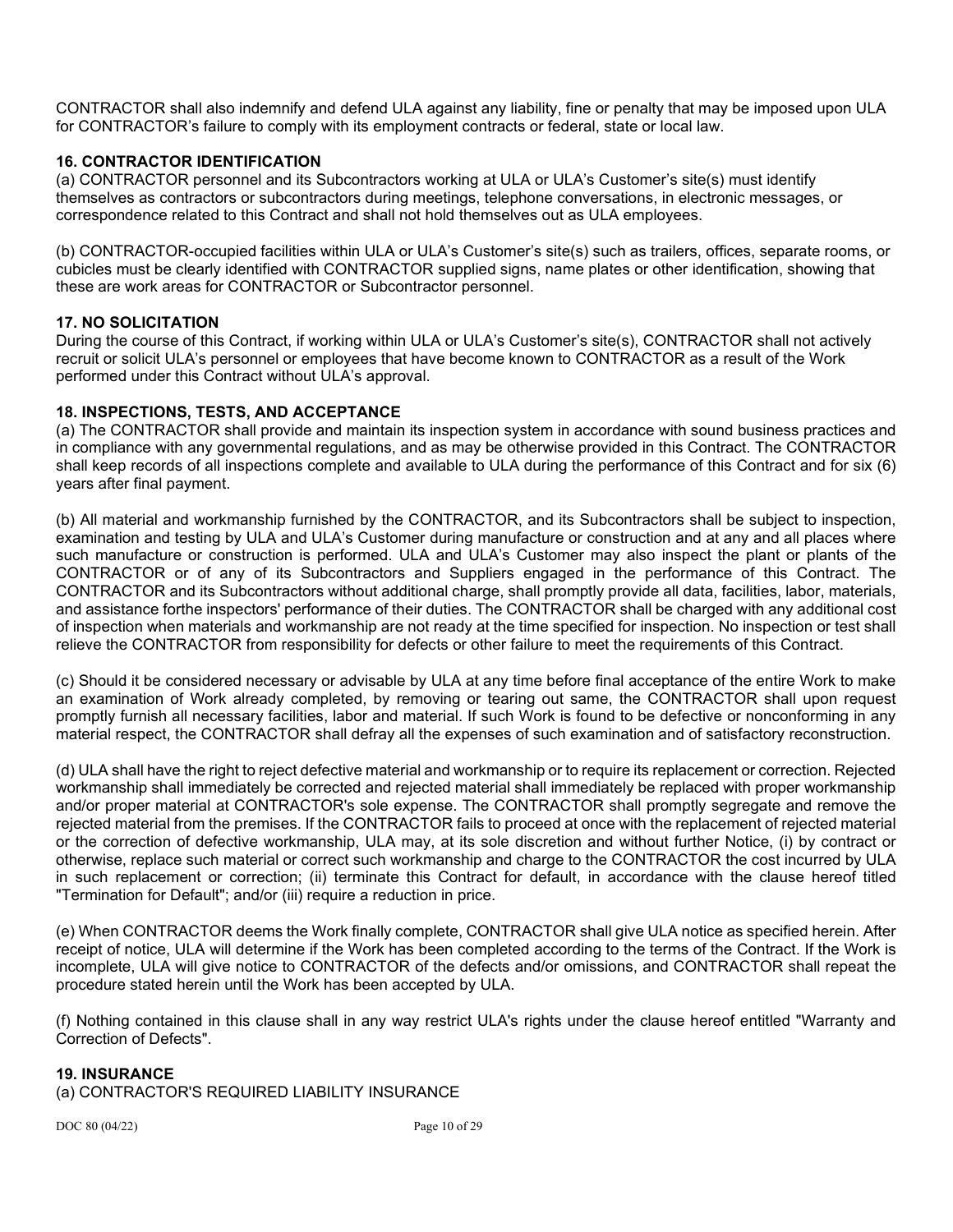CONTRACTOR shall also indemnify and defend ULA against any liability, fine or penalty that may be imposed upon ULA for CONTRACTOR's failure to comply with its employment contracts or federal, state or local law.

**16. CONTRACTOR IDENTIFICATION**

(a) CONTRACTOR personnel and its Subcontractors working at ULA or ULA's Customer's site(s) must identify themselves as contractors or subcontractors during meetings, telephone conversations, in electronic messages, or correspondence related to this Contract and shall not hold themselves out as ULA employees.

(b) CONTRACTOR-occupied facilities within ULA or ULA's Customer's site(s) such as trailers, offices, separate rooms, or cubicles must be clearly identified with CONTRACTOR supplied signs, name plates or other identification, showing that these are work areas for CONTRACTOR or Subcontractor personnel.

**17. NO SOLICITATION**

During the course of this Contract, if working within ULA or ULA's Customer's site(s), CONTRACTOR shall not actively recruit or solicit ULA's personnel or employees that have become known to CONTRACTOR as a result of the Work performed under this Contract without ULA's approval.

**18. INSPECTIONS, TESTS, AND ACCEPTANCE**

(a) The CONTRACTOR shall provide and maintain its inspection system in accordance with sound business practices and in compliance with any governmental regulations, and as may be otherwise provided in this Contract. The CONTRACTOR shall keep records of all inspections complete and available to ULA during the performance of this Contract and for six (6) years after final payment.

(b) All material and workmanship furnished by the CONTRACTOR, and its Subcontractors shall be subject to inspection, examination and testing by ULA and ULA's Customer during manufacture or construction and at any and all places where such manufacture or construction is performed. ULA and ULA's Customer may also inspect the plant or plants of the CONTRACTOR or of any of its Subcontractors and Suppliers engaged in the performance of this Contract. The CONTRACTOR and its Subcontractors without additional charge, shall promptly provide all data, facilities, labor, materials, and assistance forthe inspectors' performance of their duties. The CONTRACTOR shall be charged with any additional cost of inspection when materials and workmanship are not ready at the time specified for inspection. No inspection or test shall relieve the CONTRACTOR from responsibility for defects or other failure to meet the requirements of this Contract.

(c) Should it be considered necessary or advisable by ULA at any time before final acceptance of the entire Work to make an examination of Work already completed, by removing or tearing out same, the CONTRACTOR shall upon request promptly furnish all necessary facilities, labor and material. If such Work is found to be defective or nonconforming in any material respect, the CONTRACTOR shall defray all the expenses of such examination and of satisfactory reconstruction.

(d) ULA shall have the right to reject defective material and workmanship or to require its replacement or correction. Rejected workmanship shall immediately be corrected and rejected material shall immediately be replaced with proper workmanship and/or proper material at CONTRACTOR's sole expense. The CONTRACTOR shall promptly segregate and remove the rejected material from the premises. If the CONTRACTOR fails to proceed at once with the replacement of rejected material or the correction of defective workmanship, ULA may, at its sole discretion and without further Notice, (i) by contract or otherwise, replace such material or correct such workmanship and charge to the CONTRACTOR the cost incurred by ULA in such replacement or correction; (ii) terminate this Contract for default, in accordance with the clause hereof titled "Termination for Default"; and/or (iii) require a reduction in price.

(e) When CONTRACTOR deems the Work finally complete, CONTRACTOR shall give ULA notice as specified herein. After receipt of notice, ULA will determine if the Work has been completed according to the terms of the Contract. If the Work is incomplete, ULA will give notice to CONTRACTOR of the defects and/or omissions, and CONTRACTOR shall repeat the procedure stated herein until the Work has been accepted by ULA.

(f) Nothing contained in this clause shall in any way restrict ULA's rights under the clause hereof entitled "Warranty and Correction of Defects".

**19. INSURANCE**

(a) CONTRACTOR'S REQUIRED LIABILITY INSURANCE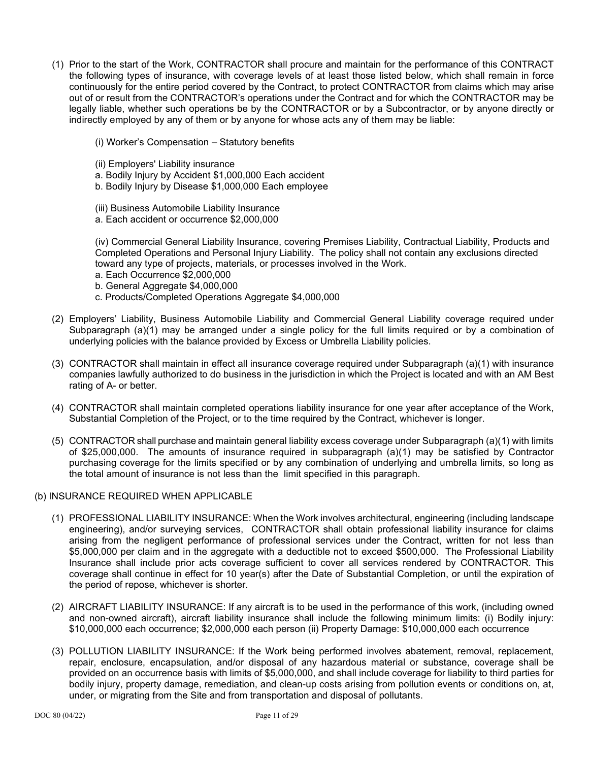(1) Prior to the start of the Work, CONTRACTOR shall procure and maintain for the performance of this CONTRACT the following types of insurance, with coverage levels of at least those listed below, which shall remain in force continuously for the entire period covered by the Contract, to protect CONTRACTOR from claims which may arise out of or result from the CONTRACTOR's operations under the Contract and for which the CONTRACTOR may be legally liable, whether such operations be by the CONTRACTOR or by a Subcontractor, or by anyone directly or indirectly employed by any of them or by anyone for whose acts any of them may be liable:

(i) Worker's Compensation – Statutory benefits

(ii) Employers' Liability insurance
a. Bodily Injury by Accident $1,000,000 Each accident
b. Bodily Injury by Disease $1,000,000 Each employee

(iii) Business Automobile Liability Insurance
a. Each accident or occurrence $2,000,000

(iv) Commercial General Liability Insurance, covering Premises Liability, Contractual Liability, Products and Completed Operations and Personal Injury Liability. The policy shall not contain any exclusions directed toward any type of projects, materials, or processes involved in the Work.
a. Each Occurrence $2,000,000
b. General Aggregate $4,000,000
c. Products/Completed Operations Aggregate $4,000,000

(2) Employers' Liability, Business Automobile Liability and Commercial General Liability coverage required under Subparagraph (a)(1) may be arranged under a single policy for the full limits required or by a combination of underlying policies with the balance provided by Excess or Umbrella Liability policies.

(3) CONTRACTOR shall maintain in effect all insurance coverage required under Subparagraph (a)(1) with insurance companies lawfully authorized to do business in the jurisdiction in which the Project is located and with an AM Best rating of A- or better.

(4) CONTRACTOR shall maintain completed operations liability insurance for one year after acceptance of the Work, Substantial Completion of the Project, or to the time required by the Contract, whichever is longer.

(5) CONTRACTOR shall purchase and maintain general liability excess coverage under Subparagraph (a)(1) with limits of $25,000,000. The amounts of insurance required in subparagraph (a)(1) may be satisfied by Contractor purchasing coverage for the limits specified or by any combination of underlying and umbrella limits, so long as the total amount of insurance is not less than the limit specified in this paragraph.

(b) INSURANCE REQUIRED WHEN APPLICABLE

(1) PROFESSIONAL LIABILITY INSURANCE: When the Work involves architectural, engineering (including landscape engineering), and/or surveying services, CONTRACTOR shall obtain professional liability insurance for claims arising from the negligent performance of professional services under the Contract, written for not less than $5,000,000 per claim and in the aggregate with a deductible not to exceed $500,000. The Professional Liability Insurance shall include prior acts coverage sufficient to cover all services rendered by CONTRACTOR. This coverage shall continue in effect for 10 year(s) after the Date of Substantial Completion, or until the expiration of the period of repose, whichever is shorter.

(2) AIRCRAFT LIABILITY INSURANCE: If any aircraft is to be used in the performance of this work, (including owned and non-owned aircraft), aircraft liability insurance shall include the following minimum limits: (i) Bodily injury: $10,000,000 each occurrence; $2,000,000 each person (ii) Property Damage: $10,000,000 each occurrence

(3) POLLUTION LIABILITY INSURANCE: If the Work being performed involves abatement, removal, replacement, repair, enclosure, encapsulation, and/or disposal of any hazardous material or substance, coverage shall be provided on an occurrence basis with limits of $5,000,000, and shall include coverage for liability to third parties for bodily injury, property damage, remediation, and clean-up costs arising from pollution events or conditions on, at, under, or migrating from the Site and from transportation and disposal of pollutants.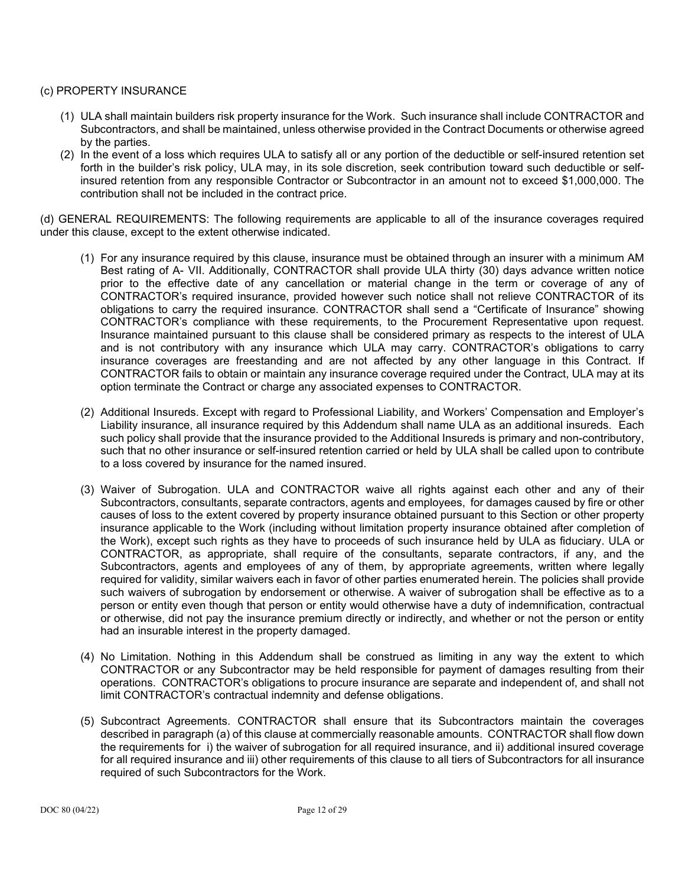(c) PROPERTY INSURANCE

(1) ULA shall maintain builders risk property insurance for the Work. Such insurance shall include CONTRACTOR and Subcontractors, and shall be maintained, unless otherwise provided in the Contract Documents or otherwise agreed by the parties.

(2) In the event of a loss which requires ULA to satisfy all or any portion of the deductible or self-insured retention set forth in the builder's risk policy, ULA may, in its sole discretion, seek contribution toward such deductible or self-insured retention from any responsible Contractor or Subcontractor in an amount not to exceed $1,000,000. The contribution shall not be included in the contract price.

(d) GENERAL REQUIREMENTS: The following requirements are applicable to all of the insurance coverages required under this clause, except to the extent otherwise indicated.

(1) For any insurance required by this clause, insurance must be obtained through an insurer with a minimum AM Best rating of A- VII. Additionally, CONTRACTOR shall provide ULA thirty (30) days advance written notice prior to the effective date of any cancellation or material change in the term or coverage of any of CONTRACTOR's required insurance, provided however such notice shall not relieve CONTRACTOR of its obligations to carry the required insurance. CONTRACTOR shall send a "Certificate of Insurance" showing CONTRACTOR's compliance with these requirements, to the Procurement Representative upon request. Insurance maintained pursuant to this clause shall be considered primary as respects to the interest of ULA and is not contributory with any insurance which ULA may carry. CONTRACTOR's obligations to carry insurance coverages are freestanding and are not affected by any other language in this Contract. If CONTRACTOR fails to obtain or maintain any insurance coverage required under the Contract, ULA may at its option terminate the Contract or charge any associated expenses to CONTRACTOR.

(2) Additional Insureds. Except with regard to Professional Liability, and Workers' Compensation and Employer's Liability insurance, all insurance required by this Addendum shall name ULA as an additional insureds. Each such policy shall provide that the insurance provided to the Additional Insureds is primary and non-contributory, such that no other insurance or self-insured retention carried or held by ULA shall be called upon to contribute to a loss covered by insurance for the named insured.

(3) Waiver of Subrogation. ULA and CONTRACTOR waive all rights against each other and any of their Subcontractors, consultants, separate contractors, agents and employees, for damages caused by fire or other causes of loss to the extent covered by property insurance obtained pursuant to this Section or other property insurance applicable to the Work (including without limitation property insurance obtained after completion of the Work), except such rights as they have to proceeds of such insurance held by ULA as fiduciary. ULA or CONTRACTOR, as appropriate, shall require of the consultants, separate contractors, if any, and the Subcontractors, agents and employees of any of them, by appropriate agreements, written where legally required for validity, similar waivers each in favor of other parties enumerated herein. The policies shall provide such waivers of subrogation by endorsement or otherwise. A waiver of subrogation shall be effective as to a person or entity even though that person or entity would otherwise have a duty of indemnification, contractual or otherwise, did not pay the insurance premium directly or indirectly, and whether or not the person or entity had an insurable interest in the property damaged.

(4) No Limitation. Nothing in this Addendum shall be construed as limiting in any way the extent to which CONTRACTOR or any Subcontractor may be held responsible for payment of damages resulting from their operations. CONTRACTOR's obligations to procure insurance are separate and independent of, and shall not limit CONTRACTOR's contractual indemnity and defense obligations.

(5) Subcontract Agreements. CONTRACTOR shall ensure that its Subcontractors maintain the coverages described in paragraph (a) of this clause at commercially reasonable amounts. CONTRACTOR shall flow down the requirements for i) the waiver of subrogation for all required insurance, and ii) additional insured coverage for all required insurance and iii) other requirements of this clause to all tiers of Subcontractors for all insurance required of such Subcontractors for the Work.

DOC 80 (04/22)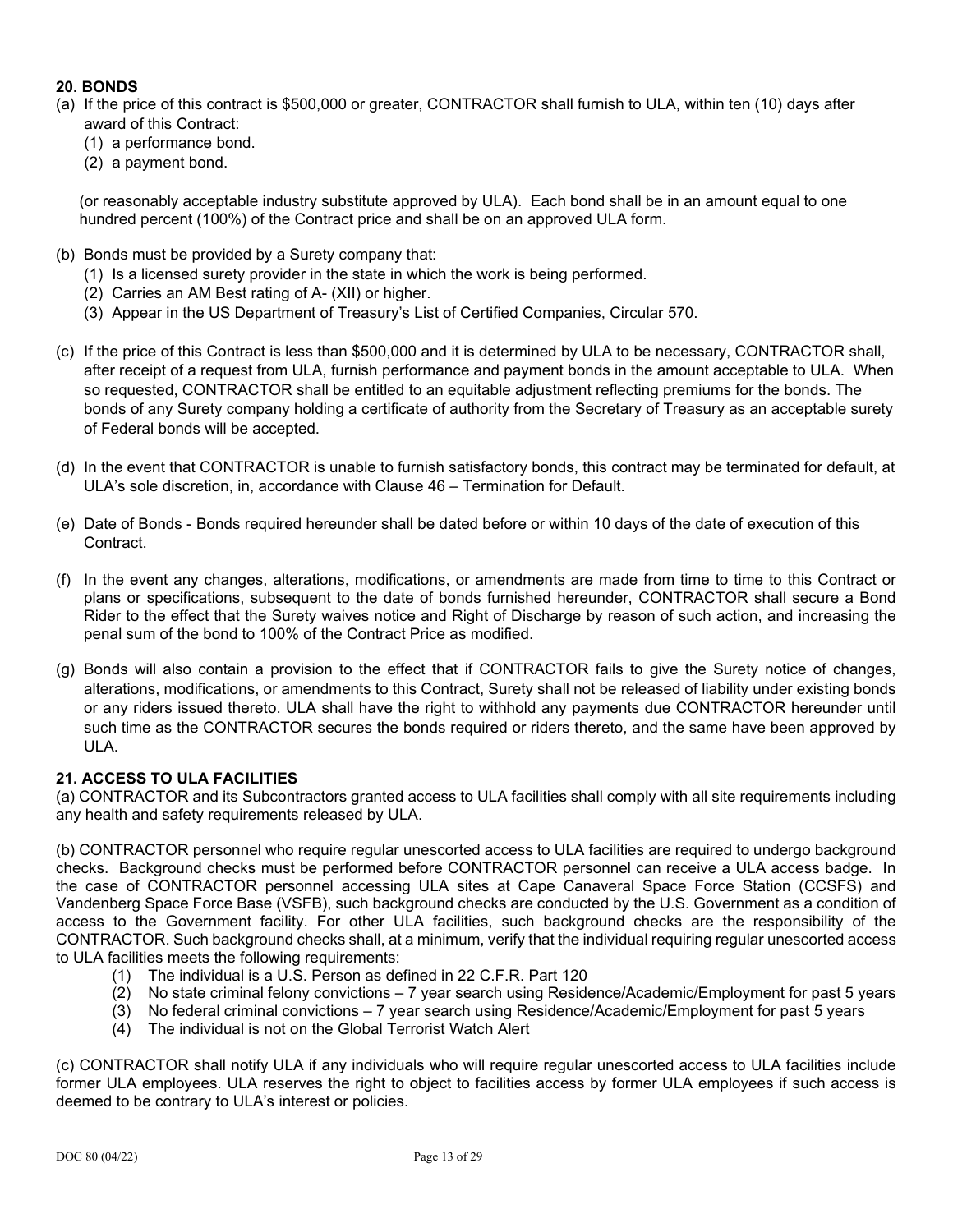## 20. BONDS

(a) If the price of this contract is $500,000 or greater, CONTRACTOR shall furnish to ULA, within ten (10) days after award of this Contract:

  (1) a performance bond.

  (2) a payment bond.

(or reasonably acceptable industry substitute approved by ULA). Each bond shall be in an amount equal to one hundred percent (100%) of the Contract price and shall be on an approved ULA form.

(b) Bonds must be provided by a Surety company that:

  (1) Is a licensed surety provider in the state in which the work is being performed.

  (2) Carries an AM Best rating of A- (XII) or higher.

  (3) Appear in the US Department of Treasury's List of Certified Companies, Circular 570.

(c) If the price of this Contract is less than $500,000 and it is determined by ULA to be necessary, CONTRACTOR shall, after receipt of a request from ULA, furnish performance and payment bonds in the amount acceptable to ULA. When so requested, CONTRACTOR shall be entitled to an equitable adjustment reflecting premiums for the bonds. The bonds of any Surety company holding a certificate of authority from the Secretary of Treasury as an acceptable surety of Federal bonds will be accepted.

(d) In the event that CONTRACTOR is unable to furnish satisfactory bonds, this contract may be terminated for default, at ULA's sole discretion, in, accordance with Clause 46 – Termination for Default.

(e) Date of Bonds - Bonds required hereunder shall be dated before or within 10 days of the date of execution of this Contract.

(f) In the event any changes, alterations, modifications, or amendments are made from time to time to this Contract or plans or specifications, subsequent to the date of bonds furnished hereunder, CONTRACTOR shall secure a Bond Rider to the effect that the Surety waives notice and Right of Discharge by reason of such action, and increasing the penal sum of the bond to 100% of the Contract Price as modified.

(g) Bonds will also contain a provision to the effect that if CONTRACTOR fails to give the Surety notice of changes, alterations, modifications, or amendments to this Contract, Surety shall not be released of liability under existing bonds or any riders issued thereto. ULA shall have the right to withhold any payments due CONTRACTOR hereunder until such time as the CONTRACTOR secures the bonds required or riders thereto, and the same have been approved by ULA.

## 21. ACCESS TO ULA FACILITIES

(a) CONTRACTOR and its Subcontractors granted access to ULA facilities shall comply with all site requirements including any health and safety requirements released by ULA.

(b) CONTRACTOR personnel who require regular unescorted access to ULA facilities are required to undergo background checks. Background checks must be performed before CONTRACTOR personnel can receive a ULA access badge. In the case of CONTRACTOR personnel accessing ULA sites at Cape Canaveral Space Force Station (CCSFS) and Vandenberg Space Force Base (VSFB), such background checks are conducted by the U.S. Government as a condition of access to the Government facility. For other ULA facilities, such background checks are the responsibility of the CONTRACTOR. Such background checks shall, at a minimum, verify that the individual requiring regular unescorted access to ULA facilities meets the following requirements:

  (1) The individual is a U.S. Person as defined in 22 C.F.R. Part 120

  (2) No state criminal felony convictions – 7 year search using Residence/Academic/Employment for past 5 years

  (3) No federal criminal convictions – 7 year search using Residence/Academic/Employment for past 5 years

  (4) The individual is not on the Global Terrorist Watch Alert

(c) CONTRACTOR shall notify ULA if any individuals who will require regular unescorted access to ULA facilities include former ULA employees. ULA reserves the right to object to facilities access by former ULA employees if such access is deemed to be contrary to ULA's interest or policies.

DOC 80 (04/22)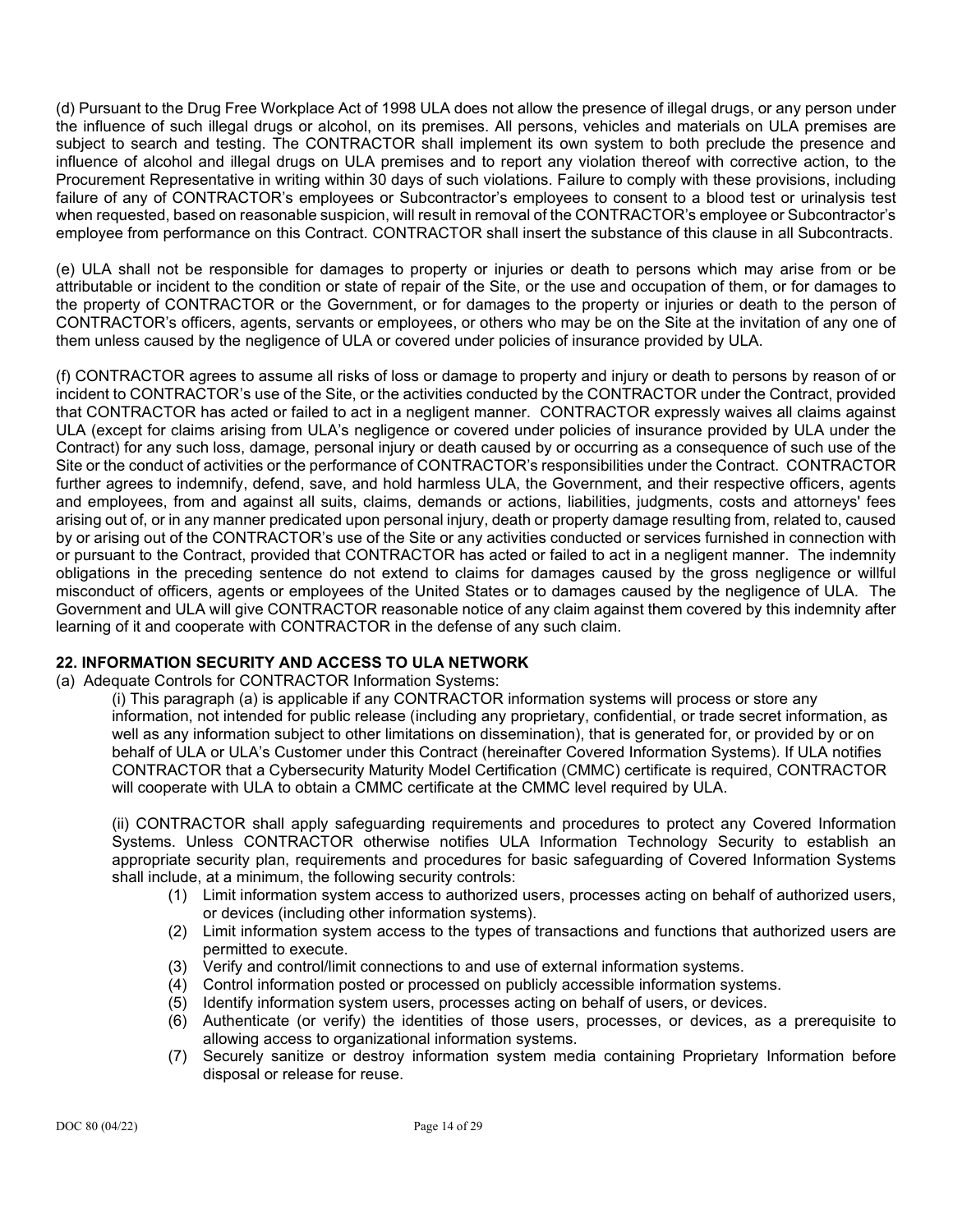(d) Pursuant to the Drug Free Workplace Act of 1998 ULA does not allow the presence of illegal drugs, or any person under the influence of such illegal drugs or alcohol, on its premises. All persons, vehicles and materials on ULA premises are subject to search and testing. The CONTRACTOR shall implement its own system to both preclude the presence and influence of alcohol and illegal drugs on ULA premises and to report any violation thereof with corrective action, to the Procurement Representative in writing within 30 days of such violations. Failure to comply with these provisions, including failure of any of CONTRACTOR's employees or Subcontractor's employees to consent to a blood test or urinalysis test when requested, based on reasonable suspicion, will result in removal of the CONTRACTOR's employee or Subcontractor's employee from performance on this Contract. CONTRACTOR shall insert the substance of this clause in all Subcontracts.

(e) ULA shall not be responsible for damages to property or injuries or death to persons which may arise from or be attributable or incident to the condition or state of repair of the Site, or the use and occupation of them, or for damages to the property of CONTRACTOR or the Government, or for damages to the property or injuries or death to the person of CONTRACTOR's officers, agents, servants or employees, or others who may be on the Site at the invitation of any one of them unless caused by the negligence of ULA or covered under policies of insurance provided by ULA.

(f) CONTRACTOR agrees to assume all risks of loss or damage to property and injury or death to persons by reason of or incident to CONTRACTOR's use of the Site, or the activities conducted by the CONTRACTOR under the Contract, provided that CONTRACTOR has acted or failed to act in a negligent manner. CONTRACTOR expressly waives all claims against ULA (except for claims arising from ULA's negligence or covered under policies of insurance provided by ULA under the Contract) for any such loss, damage, personal injury or death caused by or occurring as a consequence of such use of the Site or the conduct of activities or the performance of CONTRACTOR's responsibilities under the Contract. CONTRACTOR further agrees to indemnify, defend, save, and hold harmless ULA, the Government, and their respective officers, agents and employees, from and against all suits, claims, demands or actions, liabilities, judgments, costs and attorneys' fees arising out of, or in any manner predicated upon personal injury, death or property damage resulting from, related to, caused by or arising out of the CONTRACTOR's use of the Site or any activities conducted or services furnished in connection with or pursuant to the Contract, provided that CONTRACTOR has acted or failed to act in a negligent manner. The indemnity obligations in the preceding sentence do not extend to claims for damages caused by the gross negligence or willful misconduct of officers, agents or employees of the United States or to damages caused by the negligence of ULA. The Government and ULA will give CONTRACTOR reasonable notice of any claim against them covered by this indemnity after learning of it and cooperate with CONTRACTOR in the defense of any such claim.

## 22. INFORMATION SECURITY AND ACCESS TO ULA NETWORK

(a) Adequate Controls for CONTRACTOR Information Systems:

(i) This paragraph (a) is applicable if any CONTRACTOR information systems will process or store any information, not intended for public release (including any proprietary, confidential, or trade secret information, as well as any information subject to other limitations on dissemination), that is generated for, or provided by or on behalf of ULA or ULA's Customer under this Contract (hereinafter Covered Information Systems). If ULA notifies CONTRACTOR that a Cybersecurity Maturity Model Certification (CMMC) certificate is required, CONTRACTOR will cooperate with ULA to obtain a CMMC certificate at the CMMC level required by ULA.

(ii) CONTRACTOR shall apply safeguarding requirements and procedures to protect any Covered Information Systems. Unless CONTRACTOR otherwise notifies ULA Information Technology Security to establish an appropriate security plan, requirements and procedures for basic safeguarding of Covered Information Systems shall include, at a minimum, the following security controls:

1. Limit information system access to authorized users, processes acting on behalf of authorized users, or devices (including other information systems).
2. Limit information system access to the types of transactions and functions that authorized users are permitted to execute.
3. Verify and control/limit connections to and use of external information systems.
4. Control information posted or processed on publicly accessible information systems.
5. Identify information system users, processes acting on behalf of users, or devices.
6. Authenticate (or verify) the identities of those users, processes, or devices, as a prerequisite to allowing access to organizational information systems.
7. Securely sanitize or destroy information system media containing Proprietary Information before disposal or release for reuse.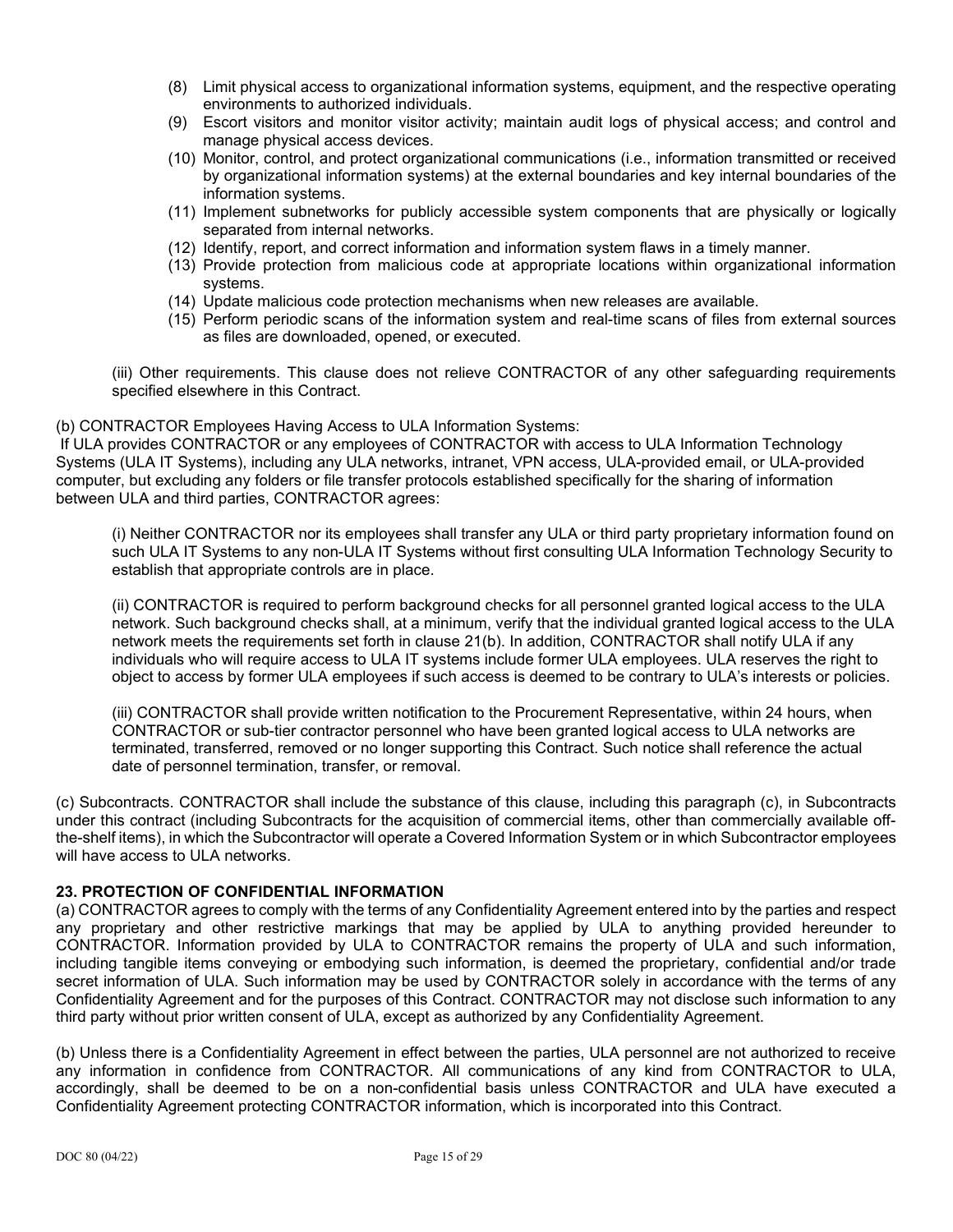(8) Limit physical access to organizational information systems, equipment, and the respective operating environments to authorized individuals.

(9) Escort visitors and monitor visitor activity; maintain audit logs of physical access; and control and manage physical access devices.

(10) Monitor, control, and protect organizational communications (i.e., information transmitted or received by organizational information systems) at the external boundaries and key internal boundaries of the information systems.

(11) Implement subnetworks for publicly accessible system components that are physically or logically separated from internal networks.

(12) Identify, report, and correct information and information system flaws in a timely manner.

(13) Provide protection from malicious code at appropriate locations within organizational information systems.

(14) Update malicious code protection mechanisms when new releases are available.

(15) Perform periodic scans of the information system and real-time scans of files from external sources as files are downloaded, opened, or executed.

(iii) Other requirements. This clause does not relieve CONTRACTOR of any other safeguarding requirements specified elsewhere in this Contract.

(b) CONTRACTOR Employees Having Access to ULA Information Systems:

If ULA provides CONTRACTOR or any employees of CONTRACTOR with access to ULA Information Technology Systems (ULA IT Systems), including any ULA networks, intranet, VPN access, ULA-provided email, or ULA-provided computer, but excluding any folders or file transfer protocols established specifically for the sharing of information between ULA and third parties, CONTRACTOR agrees:

(i) Neither CONTRACTOR nor its employees shall transfer any ULA or third party proprietary information found on such ULA IT Systems to any non-ULA IT Systems without first consulting ULA Information Technology Security to establish that appropriate controls are in place.

(ii) CONTRACTOR is required to perform background checks for all personnel granted logical access to the ULA network. Such background checks shall, at a minimum, verify that the individual granted logical access to the ULA network meets the requirements set forth in clause 21(b). In addition, CONTRACTOR shall notify ULA if any individuals who will require access to ULA IT systems include former ULA employees. ULA reserves the right to object to access by former ULA employees if such access is deemed to be contrary to ULA's interests or policies.

(iii) CONTRACTOR shall provide written notification to the Procurement Representative, within 24 hours, when CONTRACTOR or sub-tier contractor personnel who have been granted logical access to ULA networks are terminated, transferred, removed or no longer supporting this Contract. Such notice shall reference the actual date of personnel termination, transfer, or removal.

(c) Subcontracts. CONTRACTOR shall include the substance of this clause, including this paragraph (c), in Subcontracts under this contract (including Subcontracts for the acquisition of commercial items, other than commercially available off-the-shelf items), in which the Subcontractor will operate a Covered Information System or in which Subcontractor employees will have access to ULA networks.

## 23. PROTECTION OF CONFIDENTIAL INFORMATION

(a) CONTRACTOR agrees to comply with the terms of any Confidentiality Agreement entered into by the parties and respect any proprietary and other restrictive markings that may be applied by ULA to anything provided hereunder to CONTRACTOR. Information provided by ULA to CONTRACTOR remains the property of ULA and such information, including tangible items conveying or embodying such information, is deemed the proprietary, confidential and/or trade secret information of ULA. Such information may be used by CONTRACTOR solely in accordance with the terms of any Confidentiality Agreement and for the purposes of this Contract. CONTRACTOR may not disclose such information to any third party without prior written consent of ULA, except as authorized by any Confidentiality Agreement.

(b) Unless there is a Confidentiality Agreement in effect between the parties, ULA personnel are not authorized to receive any information in confidence from CONTRACTOR. All communications of any kind from CONTRACTOR to ULA, accordingly, shall be deemed to be on a non-confidential basis unless CONTRACTOR and ULA have executed a Confidentiality Agreement protecting CONTRACTOR information, which is incorporated into this Contract.

DOC 80 (04/22)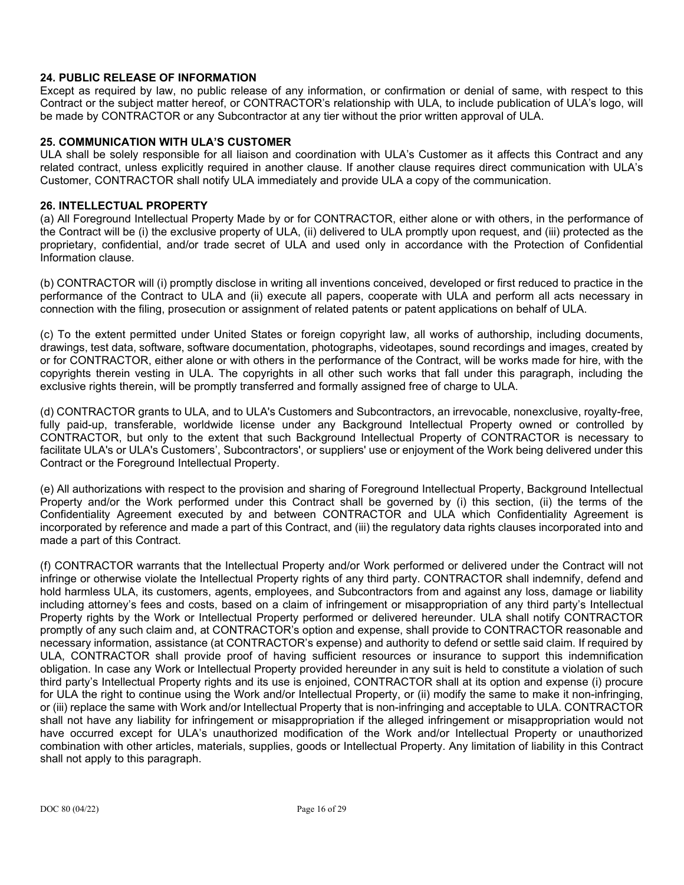**24. PUBLIC RELEASE OF INFORMATION**

Except as required by law, no public release of any information, or confirmation or denial of same, with respect to this Contract or the subject matter hereof, or CONTRACTOR's relationship with ULA, to include publication of ULA's logo, will be made by CONTRACTOR or any Subcontractor at any tier without the prior written approval of ULA.

**25. COMMUNICATION WITH ULA'S CUSTOMER**

ULA shall be solely responsible for all liaison and coordination with ULA's Customer as it affects this Contract and any related contract, unless explicitly required in another clause. If another clause requires direct communication with ULA's Customer, CONTRACTOR shall notify ULA immediately and provide ULA a copy of the communication.

**26. INTELLECTUAL PROPERTY**

(a) All Foreground Intellectual Property Made by or for CONTRACTOR, either alone or with others, in the performance of the Contract will be (i) the exclusive property of ULA, (ii) delivered to ULA promptly upon request, and (iii) protected as the proprietary, confidential, and/or trade secret of ULA and used only in accordance with the Protection of Confidential Information clause.

(b) CONTRACTOR will (i) promptly disclose in writing all inventions conceived, developed or first reduced to practice in the performance of the Contract to ULA and (ii) execute all papers, cooperate with ULA and perform all acts necessary in connection with the filing, prosecution or assignment of related patents or patent applications on behalf of ULA.

(c) To the extent permitted under United States or foreign copyright law, all works of authorship, including documents, drawings, test data, software, software documentation, photographs, videotapes, sound recordings and images, created by or for CONTRACTOR, either alone or with others in the performance of the Contract, will be works made for hire, with the copyrights therein vesting in ULA. The copyrights in all other such works that fall under this paragraph, including the exclusive rights therein, will be promptly transferred and formally assigned free of charge to ULA.

(d) CONTRACTOR grants to ULA, and to ULA's Customers and Subcontractors, an irrevocable, nonexclusive, royalty-free, fully paid-up, transferable, worldwide license under any Background Intellectual Property owned or controlled by CONTRACTOR, but only to the extent that such Background Intellectual Property of CONTRACTOR is necessary to facilitate ULA's or ULA's Customers', Subcontractors', or suppliers' use or enjoyment of the Work being delivered under this Contract or the Foreground Intellectual Property.

(e) All authorizations with respect to the provision and sharing of Foreground Intellectual Property, Background Intellectual Property and/or the Work performed under this Contract shall be governed by (i) this section, (ii) the terms of the Confidentiality Agreement executed by and between CONTRACTOR and ULA which Confidentiality Agreement is incorporated by reference and made a part of this Contract, and (iii) the regulatory data rights clauses incorporated into and made a part of this Contract.

(f) CONTRACTOR warrants that the Intellectual Property and/or Work performed or delivered under the Contract will not infringe or otherwise violate the Intellectual Property rights of any third party. CONTRACTOR shall indemnify, defend and hold harmless ULA, its customers, agents, employees, and Subcontractors from and against any loss, damage or liability including attorney's fees and costs, based on a claim of infringement or misappropriation of any third party's Intellectual Property rights by the Work or Intellectual Property performed or delivered hereunder. ULA shall notify CONTRACTOR promptly of any such claim and, at CONTRACTOR's option and expense, shall provide to CONTRACTOR reasonable and necessary information, assistance (at CONTRACTOR's expense) and authority to defend or settle said claim. If required by ULA, CONTRACTOR shall provide proof of having sufficient resources or insurance to support this indemnification obligation. In case any Work or Intellectual Property provided hereunder in any suit is held to constitute a violation of such third party's Intellectual Property rights and its use is enjoined, CONTRACTOR shall at its option and expense (i) procure for ULA the right to continue using the Work and/or Intellectual Property, or (ii) modify the same to make it non-infringing, or (iii) replace the same with Work and/or Intellectual Property that is non-infringing and acceptable to ULA. CONTRACTOR shall not have any liability for infringement or misappropriation if the alleged infringement or misappropriation would not have occurred except for ULA's unauthorized modification of the Work and/or Intellectual Property or unauthorized combination with other articles, materials, supplies, goods or Intellectual Property. Any limitation of liability in this Contract shall not apply to this paragraph.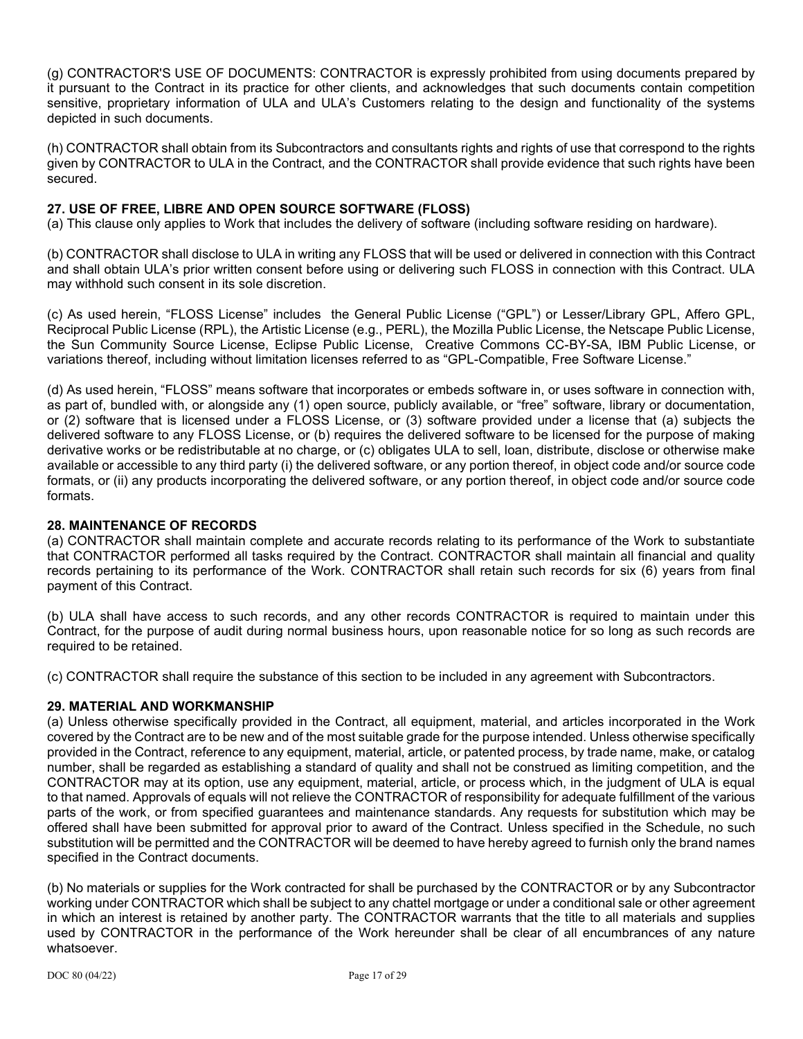(g) CONTRACTOR'S USE OF DOCUMENTS: CONTRACTOR is expressly prohibited from using documents prepared by it pursuant to the Contract in its practice for other clients, and acknowledges that such documents contain competition sensitive, proprietary information of ULA and ULA's Customers relating to the design and functionality of the systems depicted in such documents.

(h) CONTRACTOR shall obtain from its Subcontractors and consultants rights and rights of use that correspond to the rights given by CONTRACTOR to ULA in the Contract, and the CONTRACTOR shall provide evidence that such rights have been secured.

**27. USE OF FREE, LIBRE AND OPEN SOURCE SOFTWARE (FLOSS)**

(a) This clause only applies to Work that includes the delivery of software (including software residing on hardware).

(b) CONTRACTOR shall disclose to ULA in writing any FLOSS that will be used or delivered in connection with this Contract and shall obtain ULA's prior written consent before using or delivering such FLOSS in connection with this Contract. ULA may withhold such consent in its sole discretion.

(c) As used herein, "FLOSS License" includes the General Public License ("GPL") or Lesser/Library GPL, Affero GPL, Reciprocal Public License (RPL), the Artistic License (e.g., PERL), the Mozilla Public License, the Netscape Public License, the Sun Community Source License, Eclipse Public License, Creative Commons CC-BY-SA, IBM Public License, or variations thereof, including without limitation licenses referred to as "GPL-Compatible, Free Software License."

(d) As used herein, "FLOSS" means software that incorporates or embeds software in, or uses software in connection with, as part of, bundled with, or alongside any (1) open source, publicly available, or "free" software, library or documentation, or (2) software that is licensed under a FLOSS License, or (3) software provided under a license that (a) subjects the delivered software to any FLOSS License, or (b) requires the delivered software to be licensed for the purpose of making derivative works or be redistributable at no charge, or (c) obligates ULA to sell, loan, distribute, disclose or otherwise make available or accessible to any third party (i) the delivered software, or any portion thereof, in object code and/or source code formats, or (ii) any products incorporating the delivered software, or any portion thereof, in object code and/or source code formats.

**28. MAINTENANCE OF RECORDS**

(a) CONTRACTOR shall maintain complete and accurate records relating to its performance of the Work to substantiate that CONTRACTOR performed all tasks required by the Contract. CONTRACTOR shall maintain all financial and quality records pertaining to its performance of the Work. CONTRACTOR shall retain such records for six (6) years from final payment of this Contract.

(b) ULA shall have access to such records, and any other records CONTRACTOR is required to maintain under this Contract, for the purpose of audit during normal business hours, upon reasonable notice for so long as such records are required to be retained.

(c) CONTRACTOR shall require the substance of this section to be included in any agreement with Subcontractors.

**29. MATERIAL AND WORKMANSHIP**

(a) Unless otherwise specifically provided in the Contract, all equipment, material, and articles incorporated in the Work covered by the Contract are to be new and of the most suitable grade for the purpose intended. Unless otherwise specifically provided in the Contract, reference to any equipment, material, article, or patented process, by trade name, make, or catalog number, shall be regarded as establishing a standard of quality and shall not be construed as limiting competition, and the CONTRACTOR may at its option, use any equipment, material, article, or process which, in the judgment of ULA is equal to that named. Approvals of equals will not relieve the CONTRACTOR of responsibility for adequate fulfillment of the various parts of the work, or from specified guarantees and maintenance standards. Any requests for substitution which may be offered shall have been submitted for approval prior to award of the Contract. Unless specified in the Schedule, no such substitution will be permitted and the CONTRACTOR will be deemed to have hereby agreed to furnish only the brand names specified in the Contract documents.

(b) No materials or supplies for the Work contracted for shall be purchased by the CONTRACTOR or by any Subcontractor working under CONTRACTOR which shall be subject to any chattel mortgage or under a conditional sale or other agreement in which an interest is retained by another party. The CONTRACTOR warrants that the title to all materials and supplies used by CONTRACTOR in the performance of the Work hereunder shall be clear of all encumbrances of any nature whatsoever.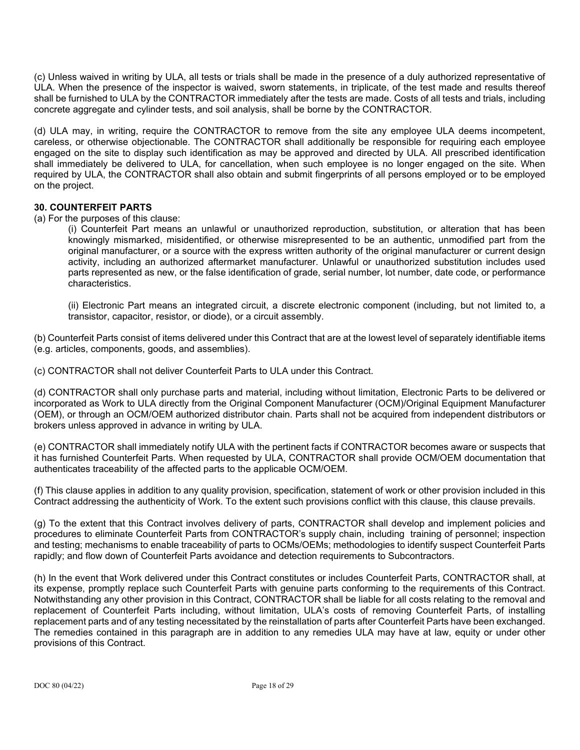(c) Unless waived in writing by ULA, all tests or trials shall be made in the presence of a duly authorized representative of ULA. When the presence of the inspector is waived, sworn statements, in triplicate, of the test made and results thereof shall be furnished to ULA by the CONTRACTOR immediately after the tests are made. Costs of all tests and trials, including concrete aggregate and cylinder tests, and soil analysis, shall be borne by the CONTRACTOR.

(d) ULA may, in writing, require the CONTRACTOR to remove from the site any employee ULA deems incompetent, careless, or otherwise objectionable. The CONTRACTOR shall additionally be responsible for requiring each employee engaged on the site to display such identification as may be approved and directed by ULA. All prescribed identification shall immediately be delivered to ULA, for cancellation, when such employee is no longer engaged on the site. When required by ULA, the CONTRACTOR shall also obtain and submit fingerprints of all persons employed or to be employed on the project.

### 30. COUNTERFEIT PARTS

(a) For the purposes of this clause:

> (i) Counterfeit Part means an unlawful or unauthorized reproduction, substitution, or alteration that has been knowingly mismarked, misidentified, or otherwise misrepresented to be an authentic, unmodified part from the original manufacturer, or a source with the express written authority of the original manufacturer or current design activity, including an authorized aftermarket manufacturer. Unlawful or unauthorized substitution includes used parts represented as new, or the false identification of grade, serial number, lot number, date code, or performance characteristics.
>
> (ii) Electronic Part means an integrated circuit, a discrete electronic component (including, but not limited to, a transistor, capacitor, resistor, or diode), or a circuit assembly.

(b) Counterfeit Parts consist of items delivered under this Contract that are at the lowest level of separately identifiable items (e.g. articles, components, goods, and assemblies).

(c) CONTRACTOR shall not deliver Counterfeit Parts to ULA under this Contract.

(d) CONTRACTOR shall only purchase parts and material, including without limitation, Electronic Parts to be delivered or incorporated as Work to ULA directly from the Original Component Manufacturer (OCM)/Original Equipment Manufacturer (OEM), or through an OCM/OEM authorized distributor chain. Parts shall not be acquired from independent distributors or brokers unless approved in advance in writing by ULA.

(e) CONTRACTOR shall immediately notify ULA with the pertinent facts if CONTRACTOR becomes aware or suspects that it has furnished Counterfeit Parts. When requested by ULA, CONTRACTOR shall provide OCM/OEM documentation that authenticates traceability of the affected parts to the applicable OCM/OEM.

(f) This clause applies in addition to any quality provision, specification, statement of work or other provision included in this Contract addressing the authenticity of Work. To the extent such provisions conflict with this clause, this clause prevails.

(g) To the extent that this Contract involves delivery of parts, CONTRACTOR shall develop and implement policies and procedures to eliminate Counterfeit Parts from CONTRACTOR's supply chain, including training of personnel; inspection and testing; mechanisms to enable traceability of parts to OCMs/OEMs; methodologies to identify suspect Counterfeit Parts rapidly; and flow down of Counterfeit Parts avoidance and detection requirements to Subcontractors.

(h) In the event that Work delivered under this Contract constitutes or includes Counterfeit Parts, CONTRACTOR shall, at its expense, promptly replace such Counterfeit Parts with genuine parts conforming to the requirements of this Contract. Notwithstanding any other provision in this Contract, CONTRACTOR shall be liable for all costs relating to the removal and replacement of Counterfeit Parts including, without limitation, ULA's costs of removing Counterfeit Parts, of installing replacement parts and of any testing necessitated by the reinstallation of parts after Counterfeit Parts have been exchanged. The remedies contained in this paragraph are in addition to any remedies ULA may have at law, equity or under other provisions of this Contract.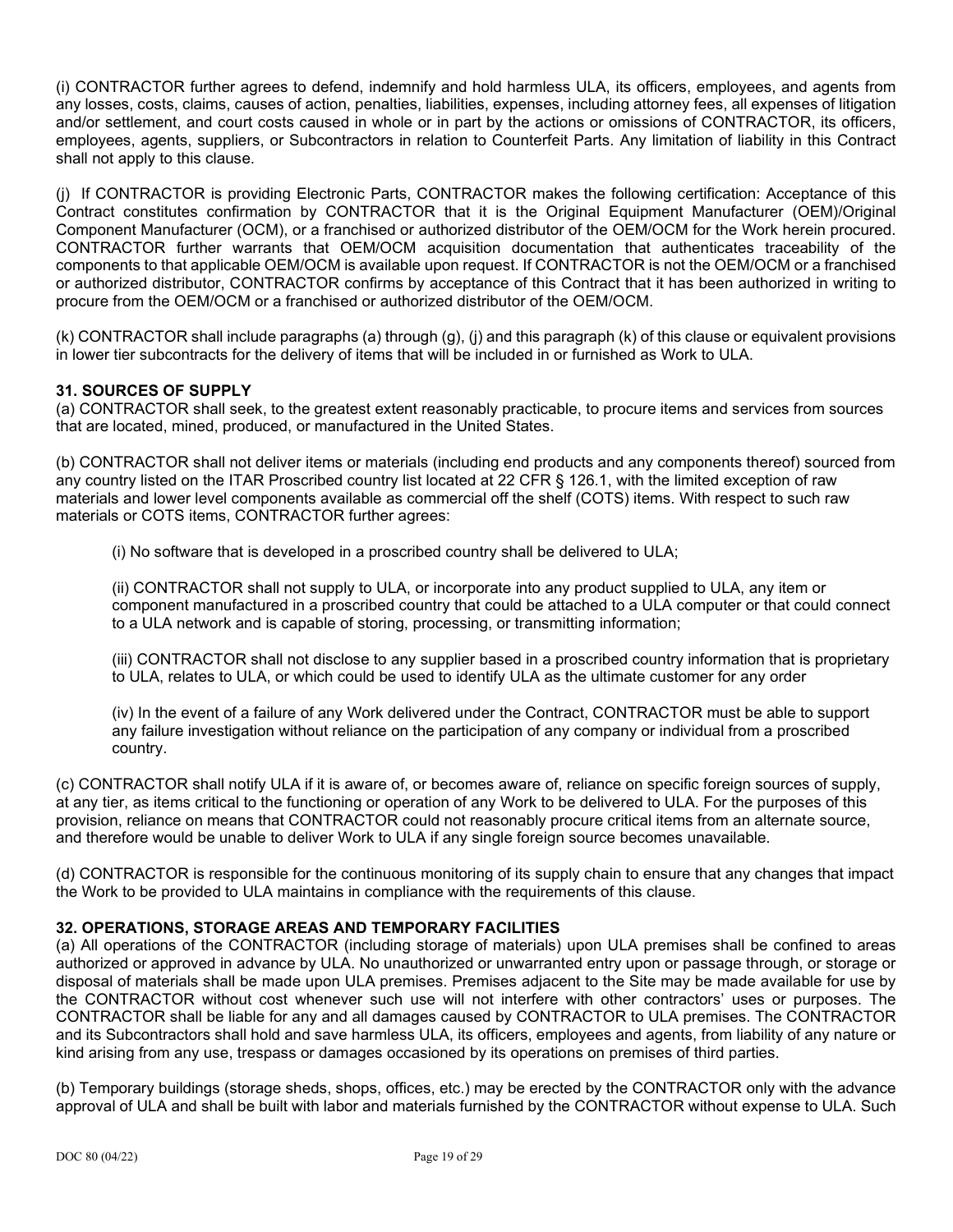(i) CONTRACTOR further agrees to defend, indemnify and hold harmless ULA, its officers, employees, and agents from any losses, costs, claims, causes of action, penalties, liabilities, expenses, including attorney fees, all expenses of litigation and/or settlement, and court costs caused in whole or in part by the actions or omissions of CONTRACTOR, its officers, employees, agents, suppliers, or Subcontractors in relation to Counterfeit Parts. Any limitation of liability in this Contract shall not apply to this clause.

(j) If CONTRACTOR is providing Electronic Parts, CONTRACTOR makes the following certification: Acceptance of this Contract constitutes confirmation by CONTRACTOR that it is the Original Equipment Manufacturer (OEM)/Original Component Manufacturer (OCM), or a franchised or authorized distributor of the OEM/OCM for the Work herein procured. CONTRACTOR further warrants that OEM/OCM acquisition documentation that authenticates traceability of the components to that applicable OEM/OCM is available upon request. If CONTRACTOR is not the OEM/OCM or a franchised or authorized distributor, CONTRACTOR confirms by acceptance of this Contract that it has been authorized in writing to procure from the OEM/OCM or a franchised or authorized distributor of the OEM/OCM.

(k) CONTRACTOR shall include paragraphs (a) through (g), (j) and this paragraph (k) of this clause or equivalent provisions in lower tier subcontracts for the delivery of items that will be included in or furnished as Work to ULA.

**31. SOURCES OF SUPPLY**

(a) CONTRACTOR shall seek, to the greatest extent reasonably practicable, to procure items and services from sources that are located, mined, produced, or manufactured in the United States.

(b) CONTRACTOR shall not deliver items or materials (including end products and any components thereof) sourced from any country listed on the ITAR Proscribed country list located at 22 CFR § 126.1, with the limited exception of raw materials and lower level components available as commercial off the shelf (COTS) items. With respect to such raw materials or COTS items, CONTRACTOR further agrees:

(i) No software that is developed in a proscribed country shall be delivered to ULA;

(ii) CONTRACTOR shall not supply to ULA, or incorporate into any product supplied to ULA, any item or component manufactured in a proscribed country that could be attached to a ULA computer or that could connect to a ULA network and is capable of storing, processing, or transmitting information;

(iii) CONTRACTOR shall not disclose to any supplier based in a proscribed country information that is proprietary to ULA, relates to ULA, or which could be used to identify ULA as the ultimate customer for any order

(iv) In the event of a failure of any Work delivered under the Contract, CONTRACTOR must be able to support any failure investigation without reliance on the participation of any company or individual from a proscribed country.

(c) CONTRACTOR shall notify ULA if it is aware of, or becomes aware of, reliance on specific foreign sources of supply, at any tier, as items critical to the functioning or operation of any Work to be delivered to ULA. For the purposes of this provision, reliance on means that CONTRACTOR could not reasonably procure critical items from an alternate source, and therefore would be unable to deliver Work to ULA if any single foreign source becomes unavailable.

(d) CONTRACTOR is responsible for the continuous monitoring of its supply chain to ensure that any changes that impact the Work to be provided to ULA maintains in compliance with the requirements of this clause.

**32. OPERATIONS, STORAGE AREAS AND TEMPORARY FACILITIES**

(a) All operations of the CONTRACTOR (including storage of materials) upon ULA premises shall be confined to areas authorized or approved in advance by ULA. No unauthorized or unwarranted entry upon or passage through, or storage or disposal of materials shall be made upon ULA premises. Premises adjacent to the Site may be made available for use by the CONTRACTOR without cost whenever such use will not interfere with other contractors' uses or purposes. The CONTRACTOR shall be liable for any and all damages caused by CONTRACTOR to ULA premises. The CONTRACTOR and its Subcontractors shall hold and save harmless ULA, its officers, employees and agents, from liability of any nature or kind arising from any use, trespass or damages occasioned by its operations on premises of third parties.

(b) Temporary buildings (storage sheds, shops, offices, etc.) may be erected by the CONTRACTOR only with the advance approval of ULA and shall be built with labor and materials furnished by the CONTRACTOR without expense to ULA. Such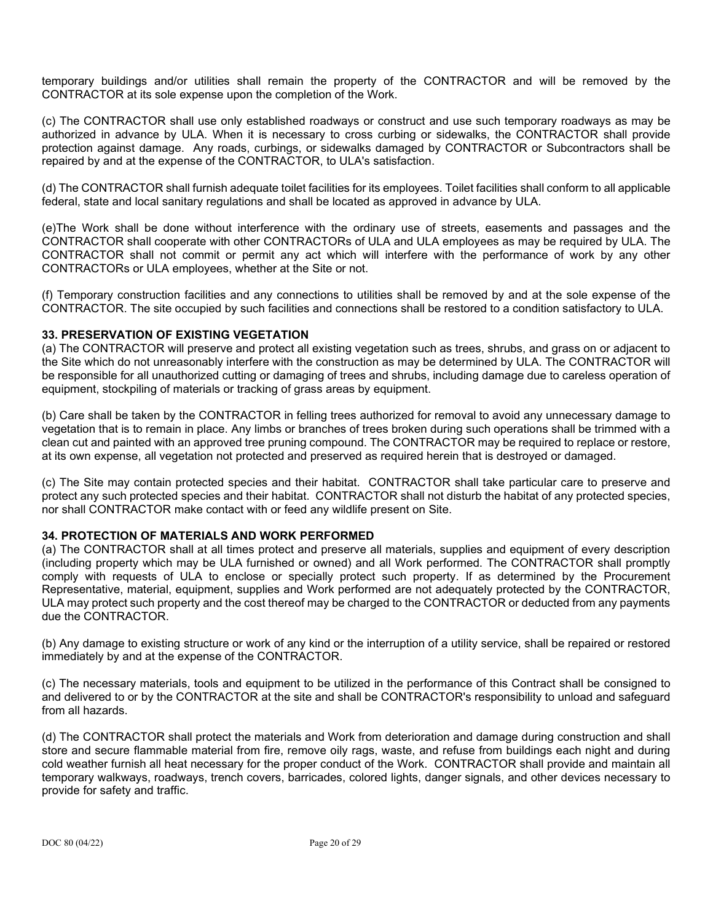temporary buildings and/or utilities shall remain the property of the CONTRACTOR and will be removed by the CONTRACTOR at its sole expense upon the completion of the Work.

(c) The CONTRACTOR shall use only established roadways or construct and use such temporary roadways as may be authorized in advance by ULA. When it is necessary to cross curbing or sidewalks, the CONTRACTOR shall provide protection against damage. Any roads, curbings, or sidewalks damaged by CONTRACTOR or Subcontractors shall be repaired by and at the expense of the CONTRACTOR, to ULA's satisfaction.

(d) The CONTRACTOR shall furnish adequate toilet facilities for its employees. Toilet facilities shall conform to all applicable federal, state and local sanitary regulations and shall be located as approved in advance by ULA.

(e)The Work shall be done without interference with the ordinary use of streets, easements and passages and the CONTRACTOR shall cooperate with other CONTRACTORs of ULA and ULA employees as may be required by ULA. The CONTRACTOR shall not commit or permit any act which will interfere with the performance of work by any other CONTRACTORs or ULA employees, whether at the Site or not.

(f) Temporary construction facilities and any connections to utilities shall be removed by and at the sole expense of the CONTRACTOR. The site occupied by such facilities and connections shall be restored to a condition satisfactory to ULA.

**33. PRESERVATION OF EXISTING VEGETATION**

(a) The CONTRACTOR will preserve and protect all existing vegetation such as trees, shrubs, and grass on or adjacent to the Site which do not unreasonably interfere with the construction as may be determined by ULA. The CONTRACTOR will be responsible for all unauthorized cutting or damaging of trees and shrubs, including damage due to careless operation of equipment, stockpiling of materials or tracking of grass areas by equipment.

(b) Care shall be taken by the CONTRACTOR in felling trees authorized for removal to avoid any unnecessary damage to vegetation that is to remain in place. Any limbs or branches of trees broken during such operations shall be trimmed with a clean cut and painted with an approved tree pruning compound. The CONTRACTOR may be required to replace or restore, at its own expense, all vegetation not protected and preserved as required herein that is destroyed or damaged.

(c) The Site may contain protected species and their habitat. CONTRACTOR shall take particular care to preserve and protect any such protected species and their habitat. CONTRACTOR shall not disturb the habitat of any protected species, nor shall CONTRACTOR make contact with or feed any wildlife present on Site.

**34. PROTECTION OF MATERIALS AND WORK PERFORMED**

(a) The CONTRACTOR shall at all times protect and preserve all materials, supplies and equipment of every description (including property which may be ULA furnished or owned) and all Work performed. The CONTRACTOR shall promptly comply with requests of ULA to enclose or specially protect such property. If as determined by the Procurement Representative, material, equipment, supplies and Work performed are not adequately protected by the CONTRACTOR, ULA may protect such property and the cost thereof may be charged to the CONTRACTOR or deducted from any payments due the CONTRACTOR.

(b) Any damage to existing structure or work of any kind or the interruption of a utility service, shall be repaired or restored immediately by and at the expense of the CONTRACTOR.

(c) The necessary materials, tools and equipment to be utilized in the performance of this Contract shall be consigned to and delivered to or by the CONTRACTOR at the site and shall be CONTRACTOR's responsibility to unload and safeguard from all hazards.

(d) The CONTRACTOR shall protect the materials and Work from deterioration and damage during construction and shall store and secure flammable material from fire, remove oily rags, waste, and refuse from buildings each night and during cold weather furnish all heat necessary for the proper conduct of the Work. CONTRACTOR shall provide and maintain all temporary walkways, roadways, trench covers, barricades, colored lights, danger signals, and other devices necessary to provide for safety and traffic.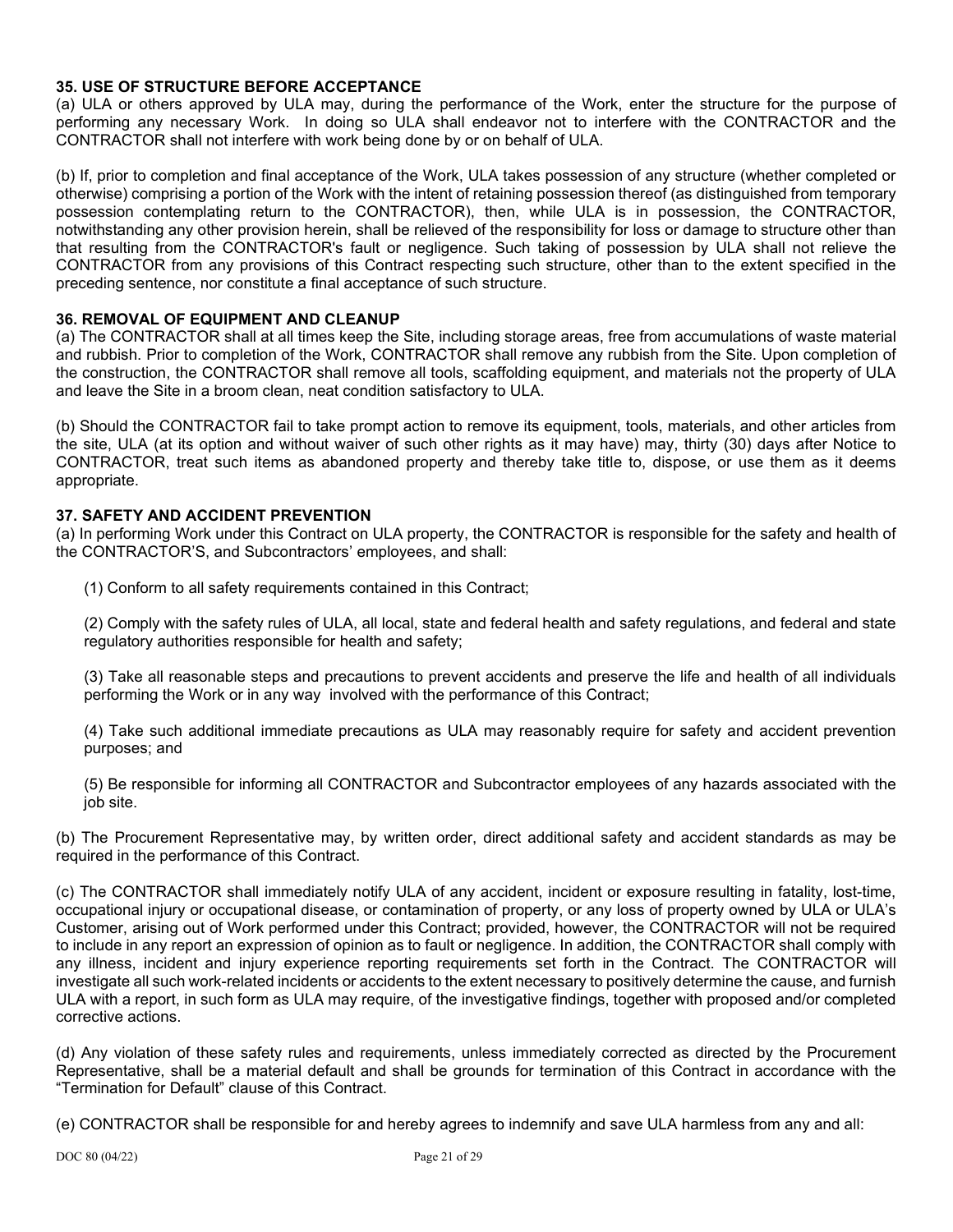**35. USE OF STRUCTURE BEFORE ACCEPTANCE**

(a) ULA or others approved by ULA may, during the performance of the Work, enter the structure for the purpose of performing any necessary Work. In doing so ULA shall endeavor not to interfere with the CONTRACTOR and the CONTRACTOR shall not interfere with work being done by or on behalf of ULA.

(b) If, prior to completion and final acceptance of the Work, ULA takes possession of any structure (whether completed or otherwise) comprising a portion of the Work with the intent of retaining possession thereof (as distinguished from temporary possession contemplating return to the CONTRACTOR), then, while ULA is in possession, the CONTRACTOR, notwithstanding any other provision herein, shall be relieved of the responsibility for loss or damage to structure other than that resulting from the CONTRACTOR's fault or negligence. Such taking of possession by ULA shall not relieve the CONTRACTOR from any provisions of this Contract respecting such structure, other than to the extent specified in the preceding sentence, nor constitute a final acceptance of such structure.

**36. REMOVAL OF EQUIPMENT AND CLEANUP**

(a) The CONTRACTOR shall at all times keep the Site, including storage areas, free from accumulations of waste material and rubbish. Prior to completion of the Work, CONTRACTOR shall remove any rubbish from the Site. Upon completion of the construction, the CONTRACTOR shall remove all tools, scaffolding equipment, and materials not the property of ULA and leave the Site in a broom clean, neat condition satisfactory to ULA.

(b) Should the CONTRACTOR fail to take prompt action to remove its equipment, tools, materials, and other articles from the site, ULA (at its option and without waiver of such other rights as it may have) may, thirty (30) days after Notice to CONTRACTOR, treat such items as abandoned property and thereby take title to, dispose, or use them as it deems appropriate.

**37. SAFETY AND ACCIDENT PREVENTION**

(a) In performing Work under this Contract on ULA property, the CONTRACTOR is responsible for the safety and health of the CONTRACTOR'S, and Subcontractors' employees, and shall:

(1) Conform to all safety requirements contained in this Contract;

(2) Comply with the safety rules of ULA, all local, state and federal health and safety regulations, and federal and state regulatory authorities responsible for health and safety;

(3) Take all reasonable steps and precautions to prevent accidents and preserve the life and health of all individuals performing the Work or in any way involved with the performance of this Contract;

(4) Take such additional immediate precautions as ULA may reasonably require for safety and accident prevention purposes; and

(5) Be responsible for informing all CONTRACTOR and Subcontractor employees of any hazards associated with the job site.

(b) The Procurement Representative may, by written order, direct additional safety and accident standards as may be required in the performance of this Contract.

(c) The CONTRACTOR shall immediately notify ULA of any accident, incident or exposure resulting in fatality, lost-time, occupational injury or occupational disease, or contamination of property, or any loss of property owned by ULA or ULA's Customer, arising out of Work performed under this Contract; provided, however, the CONTRACTOR will not be required to include in any report an expression of opinion as to fault or negligence. In addition, the CONTRACTOR shall comply with any illness, incident and injury experience reporting requirements set forth in the Contract. The CONTRACTOR will investigate all such work-related incidents or accidents to the extent necessary to positively determine the cause, and furnish ULA with a report, in such form as ULA may require, of the investigative findings, together with proposed and/or completed corrective actions.

(d) Any violation of these safety rules and requirements, unless immediately corrected as directed by the Procurement Representative, shall be a material default and shall be grounds for termination of this Contract in accordance with the "Termination for Default" clause of this Contract.

(e) CONTRACTOR shall be responsible for and hereby agrees to indemnify and save ULA harmless from any and all: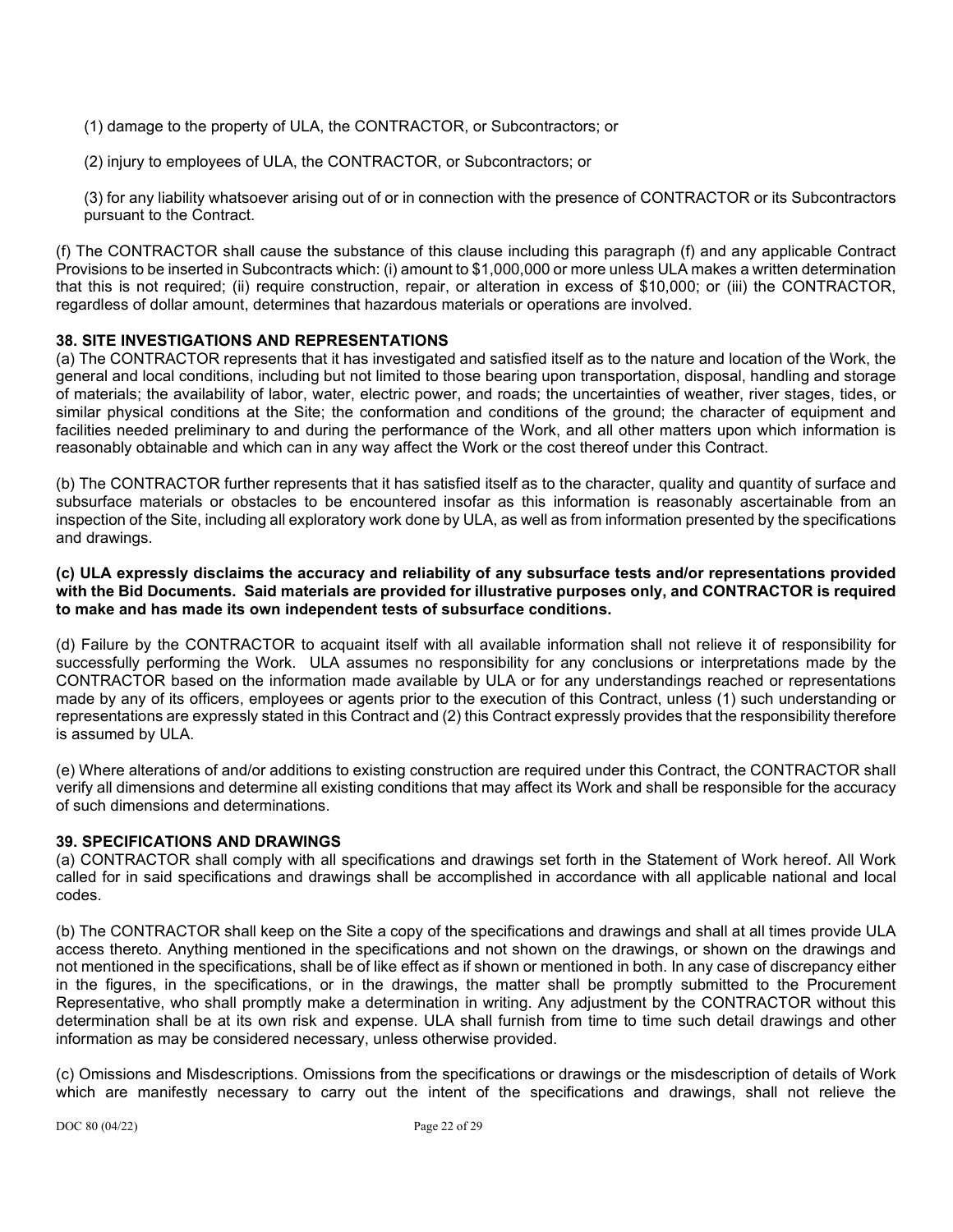(1) damage to the property of ULA, the CONTRACTOR, or Subcontractors; or

(2) injury to employees of ULA, the CONTRACTOR, or Subcontractors; or

(3) for any liability whatsoever arising out of or in connection with the presence of CONTRACTOR or its Subcontractors pursuant to the Contract.

(f) The CONTRACTOR shall cause the substance of this clause including this paragraph (f) and any applicable Contract Provisions to be inserted in Subcontracts which: (i) amount to $1,000,000 or more unless ULA makes a written determination that this is not required; (ii) require construction, repair, or alteration in excess of $10,000; or (iii) the CONTRACTOR, regardless of dollar amount, determines that hazardous materials or operations are involved.

**38. SITE INVESTIGATIONS AND REPRESENTATIONS**

(a) The CONTRACTOR represents that it has investigated and satisfied itself as to the nature and location of the Work, the general and local conditions, including but not limited to those bearing upon transportation, disposal, handling and storage of materials; the availability of labor, water, electric power, and roads; the uncertainties of weather, river stages, tides, or similar physical conditions at the Site; the conformation and conditions of the ground; the character of equipment and facilities needed preliminary to and during the performance of the Work, and all other matters upon which information is reasonably obtainable and which can in any way affect the Work or the cost thereof under this Contract.

(b) The CONTRACTOR further represents that it has satisfied itself as to the character, quality and quantity of surface and subsurface materials or obstacles to be encountered insofar as this information is reasonably ascertainable from an inspection of the Site, including all exploratory work done by ULA, as well as from information presented by the specifications and drawings.

**(c) ULA expressly disclaims the accuracy and reliability of any subsurface tests and/or representations provided with the Bid Documents. Said materials are provided for illustrative purposes only, and CONTRACTOR is required to make and has made its own independent tests of subsurface conditions.**

(d) Failure by the CONTRACTOR to acquaint itself with all available information shall not relieve it of responsibility for successfully performing the Work. ULA assumes no responsibility for any conclusions or interpretations made by the CONTRACTOR based on the information made available by ULA or for any understandings reached or representations made by any of its officers, employees or agents prior to the execution of this Contract, unless (1) such understanding or representations are expressly stated in this Contract and (2) this Contract expressly provides that the responsibility therefore is assumed by ULA.

(e) Where alterations of and/or additions to existing construction are required under this Contract, the CONTRACTOR shall verify all dimensions and determine all existing conditions that may affect its Work and shall be responsible for the accuracy of such dimensions and determinations.

**39. SPECIFICATIONS AND DRAWINGS**

(a) CONTRACTOR shall comply with all specifications and drawings set forth in the Statement of Work hereof. All Work called for in said specifications and drawings shall be accomplished in accordance with all applicable national and local codes.

(b) The CONTRACTOR shall keep on the Site a copy of the specifications and drawings and shall at all times provide ULA access thereto. Anything mentioned in the specifications and not shown on the drawings, or shown on the drawings and not mentioned in the specifications, shall be of like effect as if shown or mentioned in both. In any case of discrepancy either in the figures, in the specifications, or in the drawings, the matter shall be promptly submitted to the Procurement Representative, who shall promptly make a determination in writing. Any adjustment by the CONTRACTOR without this determination shall be at its own risk and expense. ULA shall furnish from time to time such detail drawings and other information as may be considered necessary, unless otherwise provided.

(c) Omissions and Misdescriptions. Omissions from the specifications or drawings or the misdescription of details of Work which are manifestly necessary to carry out the intent of the specifications and drawings, shall not relieve the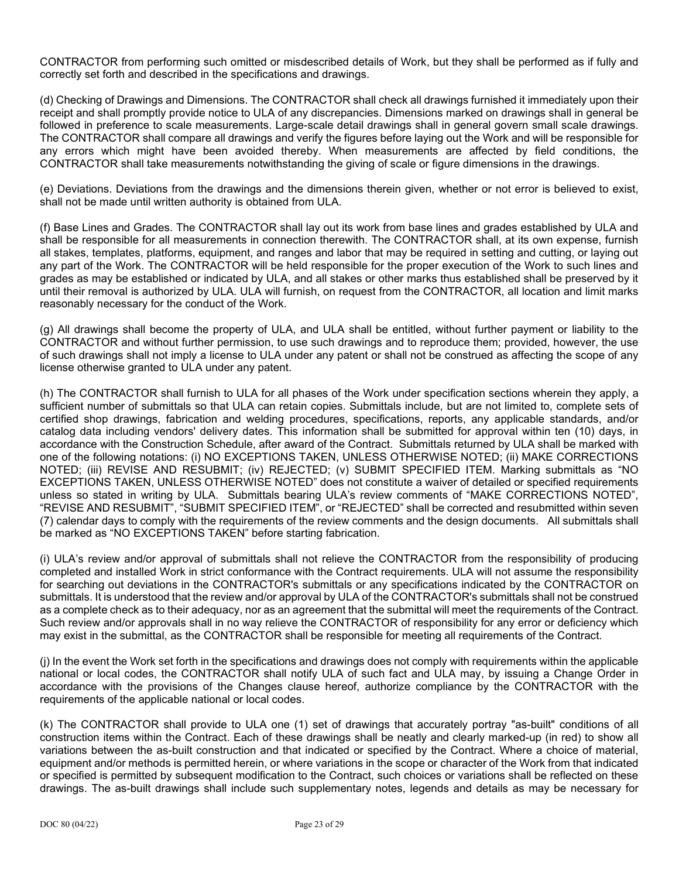CONTRACTOR from performing such omitted or misdescribed details of Work, but they shall be performed as if fully and correctly set forth and described in the specifications and drawings.

(d) Checking of Drawings and Dimensions. The CONTRACTOR shall check all drawings furnished it immediately upon their receipt and shall promptly provide notice to ULA of any discrepancies. Dimensions marked on drawings shall in general be followed in preference to scale measurements. Large-scale detail drawings shall in general govern small scale drawings. The CONTRACTOR shall compare all drawings and verify the figures before laying out the Work and will be responsible for any errors which might have been avoided thereby. When measurements are affected by field conditions, the CONTRACTOR shall take measurements notwithstanding the giving of scale or figure dimensions in the drawings.

(e) Deviations. Deviations from the drawings and the dimensions therein given, whether or not error is believed to exist, shall not be made until written authority is obtained from ULA.

(f) Base Lines and Grades. The CONTRACTOR shall lay out its work from base lines and grades established by ULA and shall be responsible for all measurements in connection therewith. The CONTRACTOR shall, at its own expense, furnish all stakes, templates, platforms, equipment, and ranges and labor that may be required in setting and cutting, or laying out any part of the Work. The CONTRACTOR will be held responsible for the proper execution of the Work to such lines and grades as may be established or indicated by ULA, and all stakes or other marks thus established shall be preserved by it until their removal is authorized by ULA. ULA will furnish, on request from the CONTRACTOR, all location and limit marks reasonably necessary for the conduct of the Work.

(g) All drawings shall become the property of ULA, and ULA shall be entitled, without further payment or liability to the CONTRACTOR and without further permission, to use such drawings and to reproduce them; provided, however, the use of such drawings shall not imply a license to ULA under any patent or shall not be construed as affecting the scope of any license otherwise granted to ULA under any patent.

(h) The CONTRACTOR shall furnish to ULA for all phases of the Work under specification sections wherein they apply, a sufficient number of submittals so that ULA can retain copies. Submittals include, but are not limited to, complete sets of certified shop drawings, fabrication and welding procedures, specifications, reports, any applicable standards, and/or catalog data including vendors' delivery dates. This information shall be submitted for approval within ten (10) days, in accordance with the Construction Schedule, after award of the Contract. Submittals returned by ULA shall be marked with one of the following notations: (i) NO EXCEPTIONS TAKEN, UNLESS OTHERWISE NOTED; (ii) MAKE CORRECTIONS NOTED; (iii) REVISE AND RESUBMIT; (iv) REJECTED; (v) SUBMIT SPECIFIED ITEM. Marking submittals as "NO EXCEPTIONS TAKEN, UNLESS OTHERWISE NOTED" does not constitute a waiver of detailed or specified requirements unless so stated in writing by ULA. Submittals bearing ULA's review comments of "MAKE CORRECTIONS NOTED", "REVISE AND RESUBMIT", "SUBMIT SPECIFIED ITEM", or "REJECTED" shall be corrected and resubmitted within seven (7) calendar days to comply with the requirements of the review comments and the design documents. All submittals shall be marked as "NO EXCEPTIONS TAKEN" before starting fabrication.

(i) ULA's review and/or approval of submittals shall not relieve the CONTRACTOR from the responsibility of producing completed and installed Work in strict conformance with the Contract requirements. ULA will not assume the responsibility for searching out deviations in the CONTRACTOR's submittals or any specifications indicated by the CONTRACTOR on submittals. It is understood that the review and/or approval by ULA of the CONTRACTOR's submittals shall not be construed as a complete check as to their adequacy, nor as an agreement that the submittal will meet the requirements of the Contract. Such review and/or approvals shall in no way relieve the CONTRACTOR of responsibility for any error or deficiency which may exist in the submittal, as the CONTRACTOR shall be responsible for meeting all requirements of the Contract.

(j) In the event the Work set forth in the specifications and drawings does not comply with requirements within the applicable national or local codes, the CONTRACTOR shall notify ULA of such fact and ULA may, by issuing a Change Order in accordance with the provisions of the Changes clause hereof, authorize compliance by the CONTRACTOR with the requirements of the applicable national or local codes.

(k) The CONTRACTOR shall provide to ULA one (1) set of drawings that accurately portray "as-built" conditions of all construction items within the Contract. Each of these drawings shall be neatly and clearly marked-up (in red) to show all variations between the as-built construction and that indicated or specified by the Contract. Where a choice of material, equipment and/or methods is permitted herein, or where variations in the scope or character of the Work from that indicated or specified is permitted by subsequent modification to the Contract, such choices or variations shall be reflected on these drawings. The as-built drawings shall include such supplementary notes, legends and details as may be necessary for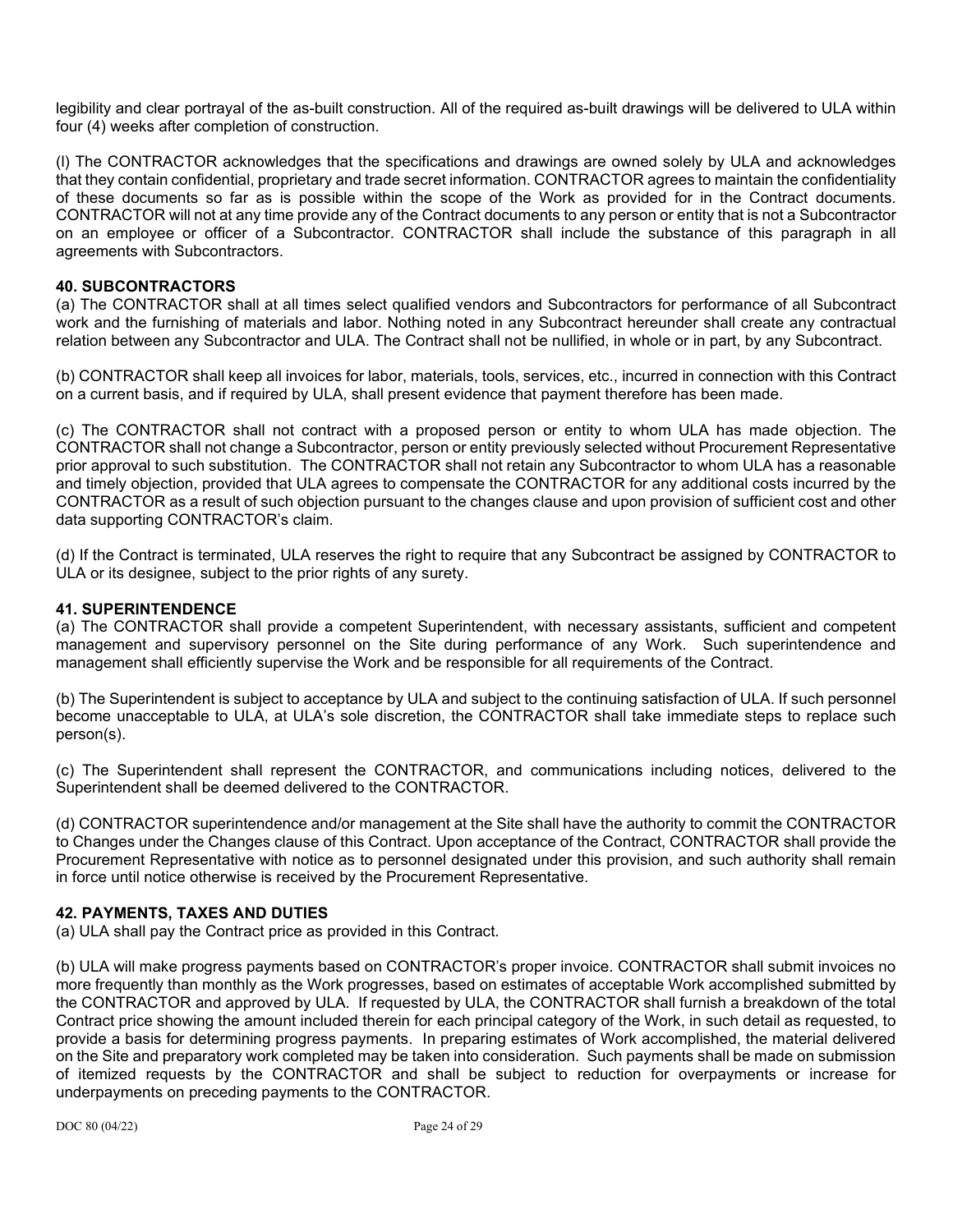legibility and clear portrayal of the as-built construction. All of the required as-built drawings will be delivered to ULA within four (4) weeks after completion of construction.

(l) The CONTRACTOR acknowledges that the specifications and drawings are owned solely by ULA and acknowledges that they contain confidential, proprietary and trade secret information. CONTRACTOR agrees to maintain the confidentiality of these documents so far as is possible within the scope of the Work as provided for in the Contract documents. CONTRACTOR will not at any time provide any of the Contract documents to any person or entity that is not a Subcontractor on an employee or officer of a Subcontractor. CONTRACTOR shall include the substance of this paragraph in all agreements with Subcontractors.

**40. SUBCONTRACTORS**

(a) The CONTRACTOR shall at all times select qualified vendors and Subcontractors for performance of all Subcontract work and the furnishing of materials and labor. Nothing noted in any Subcontract hereunder shall create any contractual relation between any Subcontractor and ULA. The Contract shall not be nullified, in whole or in part, by any Subcontract.

(b) CONTRACTOR shall keep all invoices for labor, materials, tools, services, etc., incurred in connection with this Contract on a current basis, and if required by ULA, shall present evidence that payment therefore has been made.

(c) The CONTRACTOR shall not contract with a proposed person or entity to whom ULA has made objection. The CONTRACTOR shall not change a Subcontractor, person or entity previously selected without Procurement Representative prior approval to such substitution. The CONTRACTOR shall not retain any Subcontractor to whom ULA has a reasonable and timely objection, provided that ULA agrees to compensate the CONTRACTOR for any additional costs incurred by the CONTRACTOR as a result of such objection pursuant to the changes clause and upon provision of sufficient cost and other data supporting CONTRACTOR's claim.

(d) If the Contract is terminated, ULA reserves the right to require that any Subcontract be assigned by CONTRACTOR to ULA or its designee, subject to the prior rights of any surety.

**41. SUPERINTENDENCE**

(a) The CONTRACTOR shall provide a competent Superintendent, with necessary assistants, sufficient and competent management and supervisory personnel on the Site during performance of any Work. Such superintendence and management shall efficiently supervise the Work and be responsible for all requirements of the Contract.

(b) The Superintendent is subject to acceptance by ULA and subject to the continuing satisfaction of ULA. If such personnel become unacceptable to ULA, at ULA's sole discretion, the CONTRACTOR shall take immediate steps to replace such person(s).

(c) The Superintendent shall represent the CONTRACTOR, and communications including notices, delivered to the Superintendent shall be deemed delivered to the CONTRACTOR.

(d) CONTRACTOR superintendence and/or management at the Site shall have the authority to commit the CONTRACTOR to Changes under the Changes clause of this Contract. Upon acceptance of the Contract, CONTRACTOR shall provide the Procurement Representative with notice as to personnel designated under this provision, and such authority shall remain in force until notice otherwise is received by the Procurement Representative.

**42. PAYMENTS, TAXES AND DUTIES**

(a) ULA shall pay the Contract price as provided in this Contract.

(b) ULA will make progress payments based on CONTRACTOR's proper invoice. CONTRACTOR shall submit invoices no more frequently than monthly as the Work progresses, based on estimates of acceptable Work accomplished submitted by the CONTRACTOR and approved by ULA. If requested by ULA, the CONTRACTOR shall furnish a breakdown of the total Contract price showing the amount included therein for each principal category of the Work, in such detail as requested, to provide a basis for determining progress payments. In preparing estimates of Work accomplished, the material delivered on the Site and preparatory work completed may be taken into consideration. Such payments shall be made on submission of itemized requests by the CONTRACTOR and shall be subject to reduction for overpayments or increase for underpayments on preceding payments to the CONTRACTOR.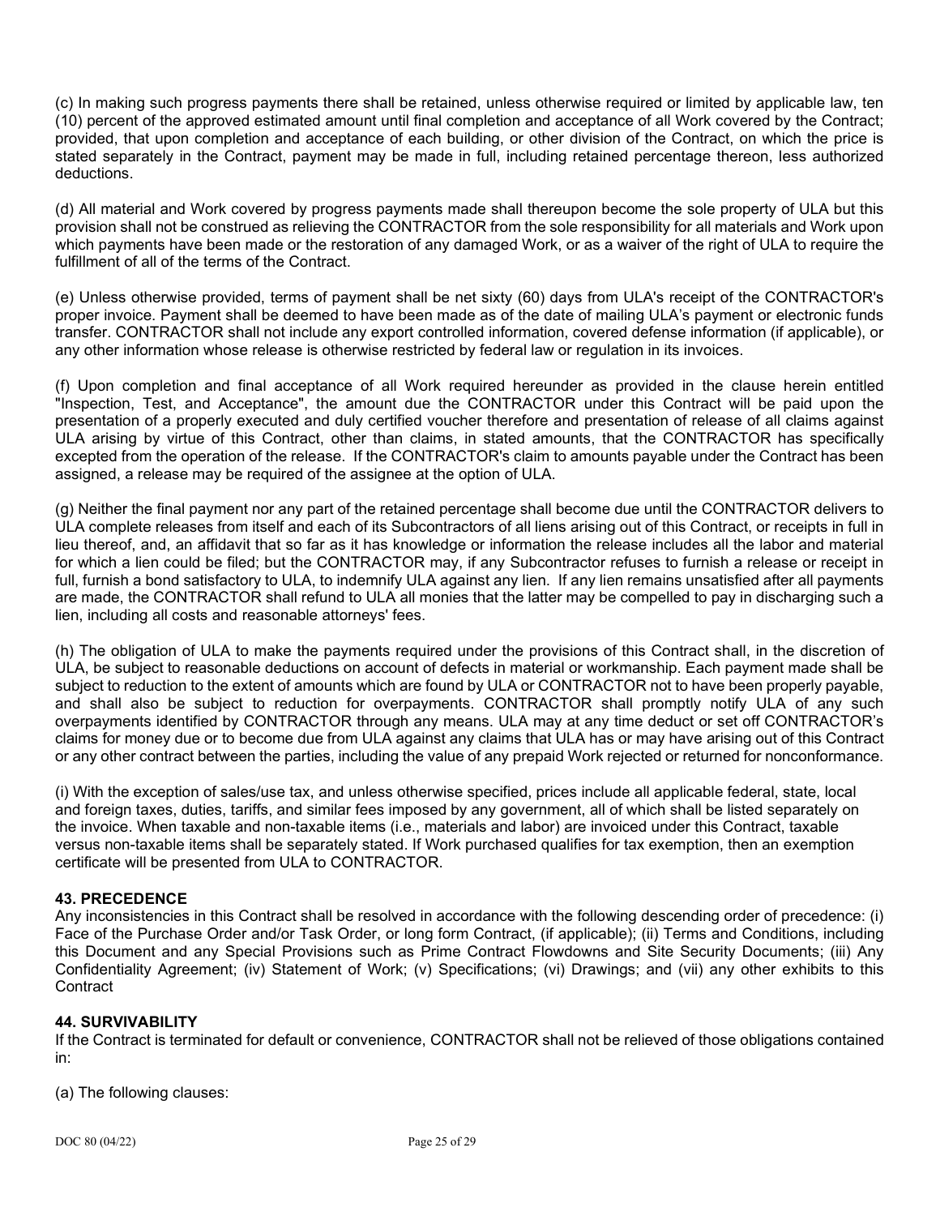(c) In making such progress payments there shall be retained, unless otherwise required or limited by applicable law, ten (10) percent of the approved estimated amount until final completion and acceptance of all Work covered by the Contract; provided, that upon completion and acceptance of each building, or other division of the Contract, on which the price is stated separately in the Contract, payment may be made in full, including retained percentage thereon, less authorized deductions.

(d) All material and Work covered by progress payments made shall thereupon become the sole property of ULA but this provision shall not be construed as relieving the CONTRACTOR from the sole responsibility for all materials and Work upon which payments have been made or the restoration of any damaged Work, or as a waiver of the right of ULA to require the fulfillment of all of the terms of the Contract.

(e) Unless otherwise provided, terms of payment shall be net sixty (60) days from ULA's receipt of the CONTRACTOR's proper invoice. Payment shall be deemed to have been made as of the date of mailing ULA's payment or electronic funds transfer. CONTRACTOR shall not include any export controlled information, covered defense information (if applicable), or any other information whose release is otherwise restricted by federal law or regulation in its invoices.

(f) Upon completion and final acceptance of all Work required hereunder as provided in the clause herein entitled "Inspection, Test, and Acceptance", the amount due the CONTRACTOR under this Contract will be paid upon the presentation of a properly executed and duly certified voucher therefore and presentation of release of all claims against ULA arising by virtue of this Contract, other than claims, in stated amounts, that the CONTRACTOR has specifically excepted from the operation of the release. If the CONTRACTOR's claim to amounts payable under the Contract has been assigned, a release may be required of the assignee at the option of ULA.

(g) Neither the final payment nor any part of the retained percentage shall become due until the CONTRACTOR delivers to ULA complete releases from itself and each of its Subcontractors of all liens arising out of this Contract, or receipts in full in lieu thereof, and, an affidavit that so far as it has knowledge or information the release includes all the labor and material for which a lien could be filed; but the CONTRACTOR may, if any Subcontractor refuses to furnish a release or receipt in full, furnish a bond satisfactory to ULA, to indemnify ULA against any lien. If any lien remains unsatisfied after all payments are made, the CONTRACTOR shall refund to ULA all monies that the latter may be compelled to pay in discharging such a lien, including all costs and reasonable attorneys' fees.

(h) The obligation of ULA to make the payments required under the provisions of this Contract shall, in the discretion of ULA, be subject to reasonable deductions on account of defects in material or workmanship. Each payment made shall be subject to reduction to the extent of amounts which are found by ULA or CONTRACTOR not to have been properly payable, and shall also be subject to reduction for overpayments. CONTRACTOR shall promptly notify ULA of any such overpayments identified by CONTRACTOR through any means. ULA may at any time deduct or set off CONTRACTOR's claims for money due or to become due from ULA against any claims that ULA has or may have arising out of this Contract or any other contract between the parties, including the value of any prepaid Work rejected or returned for nonconformance.

(i) With the exception of sales/use tax, and unless otherwise specified, prices include all applicable federal, state, local and foreign taxes, duties, tariffs, and similar fees imposed by any government, all of which shall be listed separately on the invoice. When taxable and non-taxable items (i.e., materials and labor) are invoiced under this Contract, taxable versus non-taxable items shall be separately stated. If Work purchased qualifies for tax exemption, then an exemption certificate will be presented from ULA to CONTRACTOR.

**43. PRECEDENCE**

Any inconsistencies in this Contract shall be resolved in accordance with the following descending order of precedence: (i) Face of the Purchase Order and/or Task Order, or long form Contract, (if applicable); (ii) Terms and Conditions, including this Document and any Special Provisions such as Prime Contract Flowdowns and Site Security Documents; (iii) Any Confidentiality Agreement; (iv) Statement of Work; (v) Specifications; (vi) Drawings; and (vii) any other exhibits to this Contract

**44. SURVIVABILITY**

If the Contract is terminated for default or convenience, CONTRACTOR shall not be relieved of those obligations contained in:

(a) The following clauses: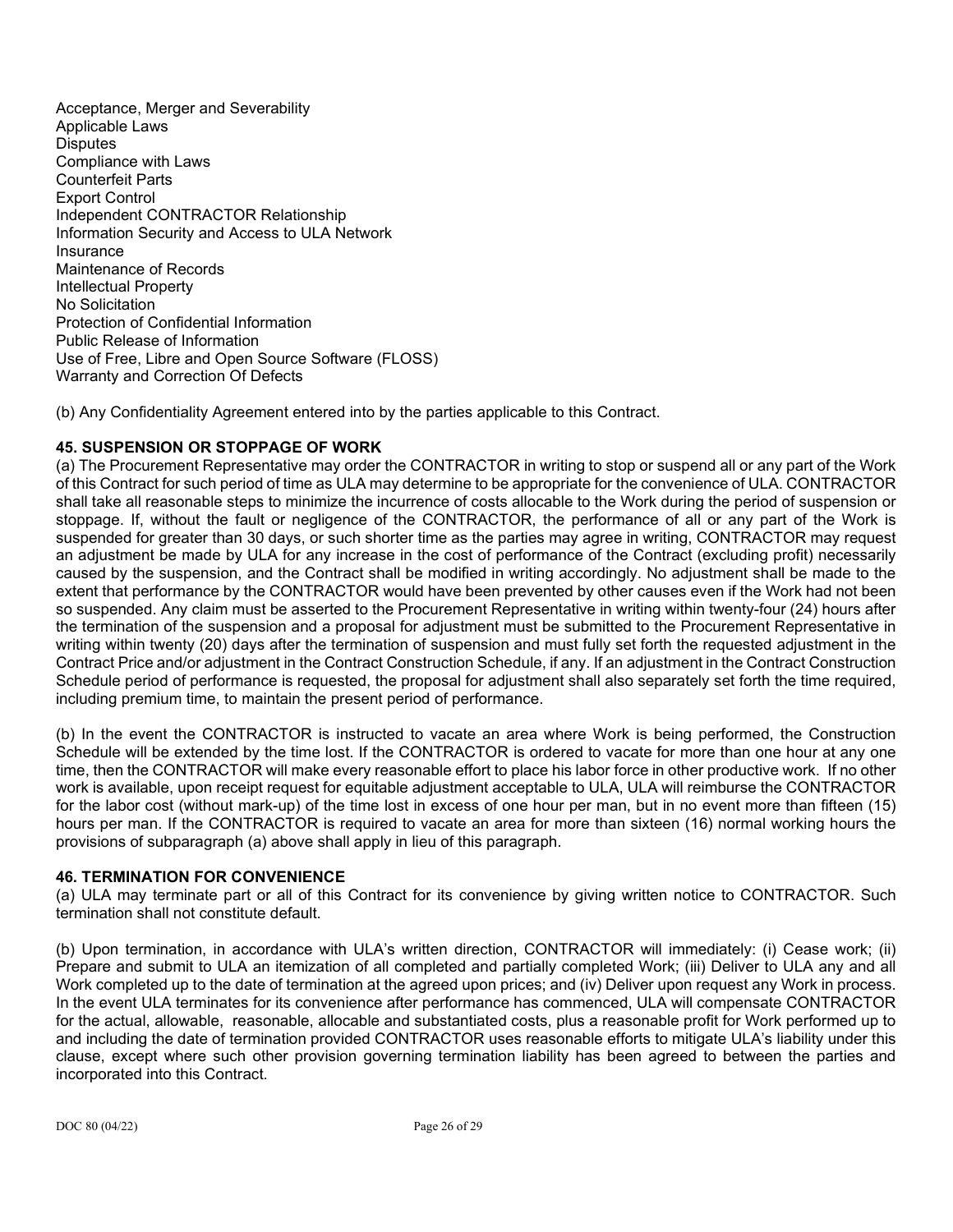Acceptance, Merger and Severability
Applicable Laws
Disputes
Compliance with Laws
Counterfeit Parts
Export Control
Independent CONTRACTOR Relationship
Information Security and Access to ULA Network
Insurance
Maintenance of Records
Intellectual Property
No Solicitation
Protection of Confidential Information
Public Release of Information
Use of Free, Libre and Open Source Software (FLOSS)
Warranty and Correction Of Defects

(b) Any Confidentiality Agreement entered into by the parties applicable to this Contract.

**45. SUSPENSION OR STOPPAGE OF WORK**

(a) The Procurement Representative may order the CONTRACTOR in writing to stop or suspend all or any part of the Work of this Contract for such period of time as ULA may determine to be appropriate for the convenience of ULA. CONTRACTOR shall take all reasonable steps to minimize the incurrence of costs allocable to the Work during the period of suspension or stoppage. If, without the fault or negligence of the CONTRACTOR, the performance of all or any part of the Work is suspended for greater than 30 days, or such shorter time as the parties may agree in writing, CONTRACTOR may request an adjustment be made by ULA for any increase in the cost of performance of the Contract (excluding profit) necessarily caused by the suspension, and the Contract shall be modified in writing accordingly. No adjustment shall be made to the extent that performance by the CONTRACTOR would have been prevented by other causes even if the Work had not been so suspended. Any claim must be asserted to the Procurement Representative in writing within twenty-four (24) hours after the termination of the suspension and a proposal for adjustment must be submitted to the Procurement Representative in writing within twenty (20) days after the termination of suspension and must fully set forth the requested adjustment in the Contract Price and/or adjustment in the Contract Construction Schedule, if any. If an adjustment in the Contract Construction Schedule period of performance is requested, the proposal for adjustment shall also separately set forth the time required, including premium time, to maintain the present period of performance.

(b) In the event the CONTRACTOR is instructed to vacate an area where Work is being performed, the Construction Schedule will be extended by the time lost. If the CONTRACTOR is ordered to vacate for more than one hour at any one time, then the CONTRACTOR will make every reasonable effort to place his labor force in other productive work. If no other work is available, upon receipt request for equitable adjustment acceptable to ULA, ULA will reimburse the CONTRACTOR for the labor cost (without mark-up) of the time lost in excess of one hour per man, but in no event more than fifteen (15) hours per man. If the CONTRACTOR is required to vacate an area for more than sixteen (16) normal working hours the provisions of subparagraph (a) above shall apply in lieu of this paragraph.

**46. TERMINATION FOR CONVENIENCE**

(a) ULA may terminate part or all of this Contract for its convenience by giving written notice to CONTRACTOR. Such termination shall not constitute default.

(b) Upon termination, in accordance with ULA's written direction, CONTRACTOR will immediately: (i) Cease work; (ii) Prepare and submit to ULA an itemization of all completed and partially completed Work; (iii) Deliver to ULA any and all Work completed up to the date of termination at the agreed upon prices; and (iv) Deliver upon request any Work in process. In the event ULA terminates for its convenience after performance has commenced, ULA will compensate CONTRACTOR for the actual, allowable, reasonable, allocable and substantiated costs, plus a reasonable profit for Work performed up to and including the date of termination provided CONTRACTOR uses reasonable efforts to mitigate ULA's liability under this clause, except where such other provision governing termination liability has been agreed to between the parties and incorporated into this Contract.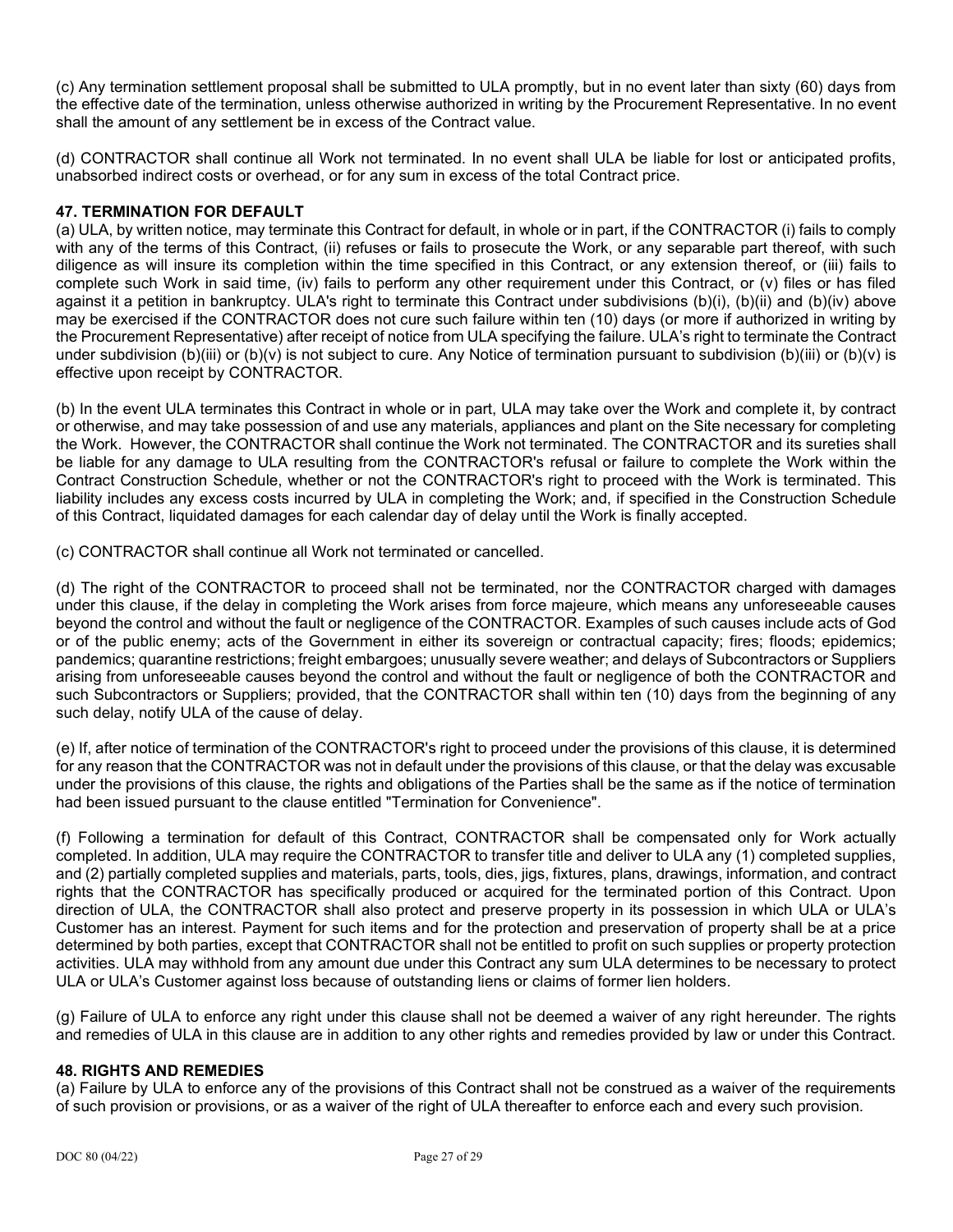(c) Any termination settlement proposal shall be submitted to ULA promptly, but in no event later than sixty (60) days from the effective date of the termination, unless otherwise authorized in writing by the Procurement Representative. In no event shall the amount of any settlement be in excess of the Contract value.

(d) CONTRACTOR shall continue all Work not terminated. In no event shall ULA be liable for lost or anticipated profits, unabsorbed indirect costs or overhead, or for any sum in excess of the total Contract price.

**47. TERMINATION FOR DEFAULT**

(a) ULA, by written notice, may terminate this Contract for default, in whole or in part, if the CONTRACTOR (i) fails to comply with any of the terms of this Contract, (ii) refuses or fails to prosecute the Work, or any separable part thereof, with such diligence as will insure its completion within the time specified in this Contract, or any extension thereof, or (iii) fails to complete such Work in said time, (iv) fails to perform any other requirement under this Contract, or (v) files or has filed against it a petition in bankruptcy. ULA's right to terminate this Contract under subdivisions (b)(i), (b)(ii) and (b)(iv) above may be exercised if the CONTRACTOR does not cure such failure within ten (10) days (or more if authorized in writing by the Procurement Representative) after receipt of notice from ULA specifying the failure. ULA's right to terminate the Contract under subdivision (b)(iii) or (b)(v) is not subject to cure. Any Notice of termination pursuant to subdivision (b)(iii) or (b)(v) is effective upon receipt by CONTRACTOR.

(b) In the event ULA terminates this Contract in whole or in part, ULA may take over the Work and complete it, by contract or otherwise, and may take possession of and use any materials, appliances and plant on the Site necessary for completing the Work. However, the CONTRACTOR shall continue the Work not terminated. The CONTRACTOR and its sureties shall be liable for any damage to ULA resulting from the CONTRACTOR's refusal or failure to complete the Work within the Contract Construction Schedule, whether or not the CONTRACTOR's right to proceed with the Work is terminated. This liability includes any excess costs incurred by ULA in completing the Work; and, if specified in the Construction Schedule of this Contract, liquidated damages for each calendar day of delay until the Work is finally accepted.

(c) CONTRACTOR shall continue all Work not terminated or cancelled.

(d) The right of the CONTRACTOR to proceed shall not be terminated, nor the CONTRACTOR charged with damages under this clause, if the delay in completing the Work arises from force majeure, which means any unforeseeable causes beyond the control and without the fault or negligence of the CONTRACTOR. Examples of such causes include acts of God or of the public enemy; acts of the Government in either its sovereign or contractual capacity; fires; floods; epidemics; pandemics; quarantine restrictions; freight embargoes; unusually severe weather; and delays of Subcontractors or Suppliers arising from unforeseeable causes beyond the control and without the fault or negligence of both the CONTRACTOR and such Subcontractors or Suppliers; provided, that the CONTRACTOR shall within ten (10) days from the beginning of any such delay, notify ULA of the cause of delay.

(e) If, after notice of termination of the CONTRACTOR's right to proceed under the provisions of this clause, it is determined for any reason that the CONTRACTOR was not in default under the provisions of this clause, or that the delay was excusable under the provisions of this clause, the rights and obligations of the Parties shall be the same as if the notice of termination had been issued pursuant to the clause entitled "Termination for Convenience".

(f) Following a termination for default of this Contract, CONTRACTOR shall be compensated only for Work actually completed. In addition, ULA may require the CONTRACTOR to transfer title and deliver to ULA any (1) completed supplies, and (2) partially completed supplies and materials, parts, tools, dies, jigs, fixtures, plans, drawings, information, and contract rights that the CONTRACTOR has specifically produced or acquired for the terminated portion of this Contract. Upon direction of ULA, the CONTRACTOR shall also protect and preserve property in its possession in which ULA or ULA's Customer has an interest. Payment for such items and for the protection and preservation of property shall be at a price determined by both parties, except that CONTRACTOR shall not be entitled to profit on such supplies or property protection activities. ULA may withhold from any amount due under this Contract any sum ULA determines to be necessary to protect ULA or ULA's Customer against loss because of outstanding liens or claims of former lien holders.

(g) Failure of ULA to enforce any right under this clause shall not be deemed a waiver of any right hereunder. The rights and remedies of ULA in this clause are in addition to any other rights and remedies provided by law or under this Contract.

**48. RIGHTS AND REMEDIES**

(a) Failure by ULA to enforce any of the provisions of this Contract shall not be construed as a waiver of the requirements of such provision or provisions, or as a waiver of the right of ULA thereafter to enforce each and every such provision.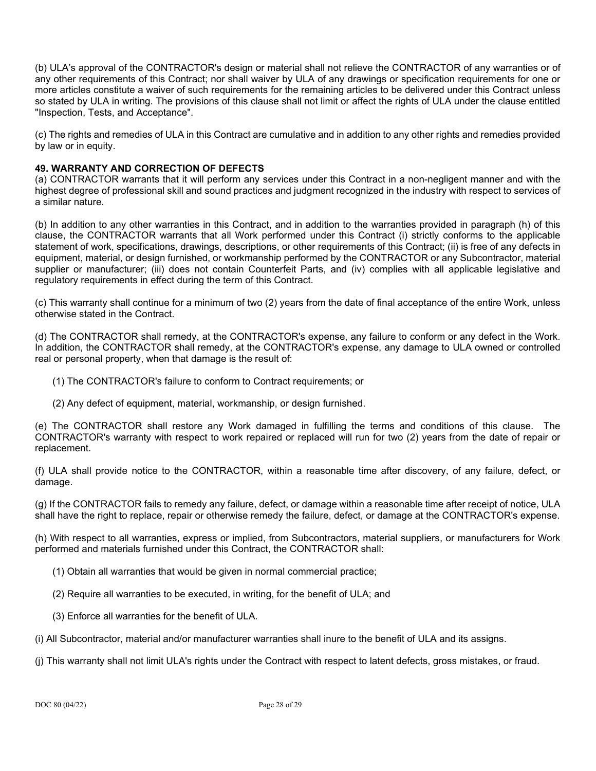(b) ULA's approval of the CONTRACTOR's design or material shall not relieve the CONTRACTOR of any warranties or of any other requirements of this Contract; nor shall waiver by ULA of any drawings or specification requirements for one or more articles constitute a waiver of such requirements for the remaining articles to be delivered under this Contract unless so stated by ULA in writing. The provisions of this clause shall not limit or affect the rights of ULA under the clause entitled "Inspection, Tests, and Acceptance".

(c) The rights and remedies of ULA in this Contract are cumulative and in addition to any other rights and remedies provided by law or in equity.

**49. WARRANTY AND CORRECTION OF DEFECTS**

(a) CONTRACTOR warrants that it will perform any services under this Contract in a non-negligent manner and with the highest degree of professional skill and sound practices and judgment recognized in the industry with respect to services of a similar nature.

(b) In addition to any other warranties in this Contract, and in addition to the warranties provided in paragraph (h) of this clause, the CONTRACTOR warrants that all Work performed under this Contract (i) strictly conforms to the applicable statement of work, specifications, drawings, descriptions, or other requirements of this Contract; (ii) is free of any defects in equipment, material, or design furnished, or workmanship performed by the CONTRACTOR or any Subcontractor, material supplier or manufacturer; (iii) does not contain Counterfeit Parts, and (iv) complies with all applicable legislative and regulatory requirements in effect during the term of this Contract.

(c) This warranty shall continue for a minimum of two (2) years from the date of final acceptance of the entire Work, unless otherwise stated in the Contract.

(d) The CONTRACTOR shall remedy, at the CONTRACTOR's expense, any failure to conform or any defect in the Work. In addition, the CONTRACTOR shall remedy, at the CONTRACTOR's expense, any damage to ULA owned or controlled real or personal property, when that damage is the result of:

(1) The CONTRACTOR's failure to conform to Contract requirements; or

(2) Any defect of equipment, material, workmanship, or design furnished.

(e) The CONTRACTOR shall restore any Work damaged in fulfilling the terms and conditions of this clause. The CONTRACTOR's warranty with respect to work repaired or replaced will run for two (2) years from the date of repair or replacement.

(f) ULA shall provide notice to the CONTRACTOR, within a reasonable time after discovery, of any failure, defect, or damage.

(g) If the CONTRACTOR fails to remedy any failure, defect, or damage within a reasonable time after receipt of notice, ULA shall have the right to replace, repair or otherwise remedy the failure, defect, or damage at the CONTRACTOR's expense.

(h) With respect to all warranties, express or implied, from Subcontractors, material suppliers, or manufacturers for Work performed and materials furnished under this Contract, the CONTRACTOR shall:

(1) Obtain all warranties that would be given in normal commercial practice;

(2) Require all warranties to be executed, in writing, for the benefit of ULA; and

(3) Enforce all warranties for the benefit of ULA.

(i) All Subcontractor, material and/or manufacturer warranties shall inure to the benefit of ULA and its assigns.

(j) This warranty shall not limit ULA's rights under the Contract with respect to latent defects, gross mistakes, or fraud.

DOC 80 (04/22)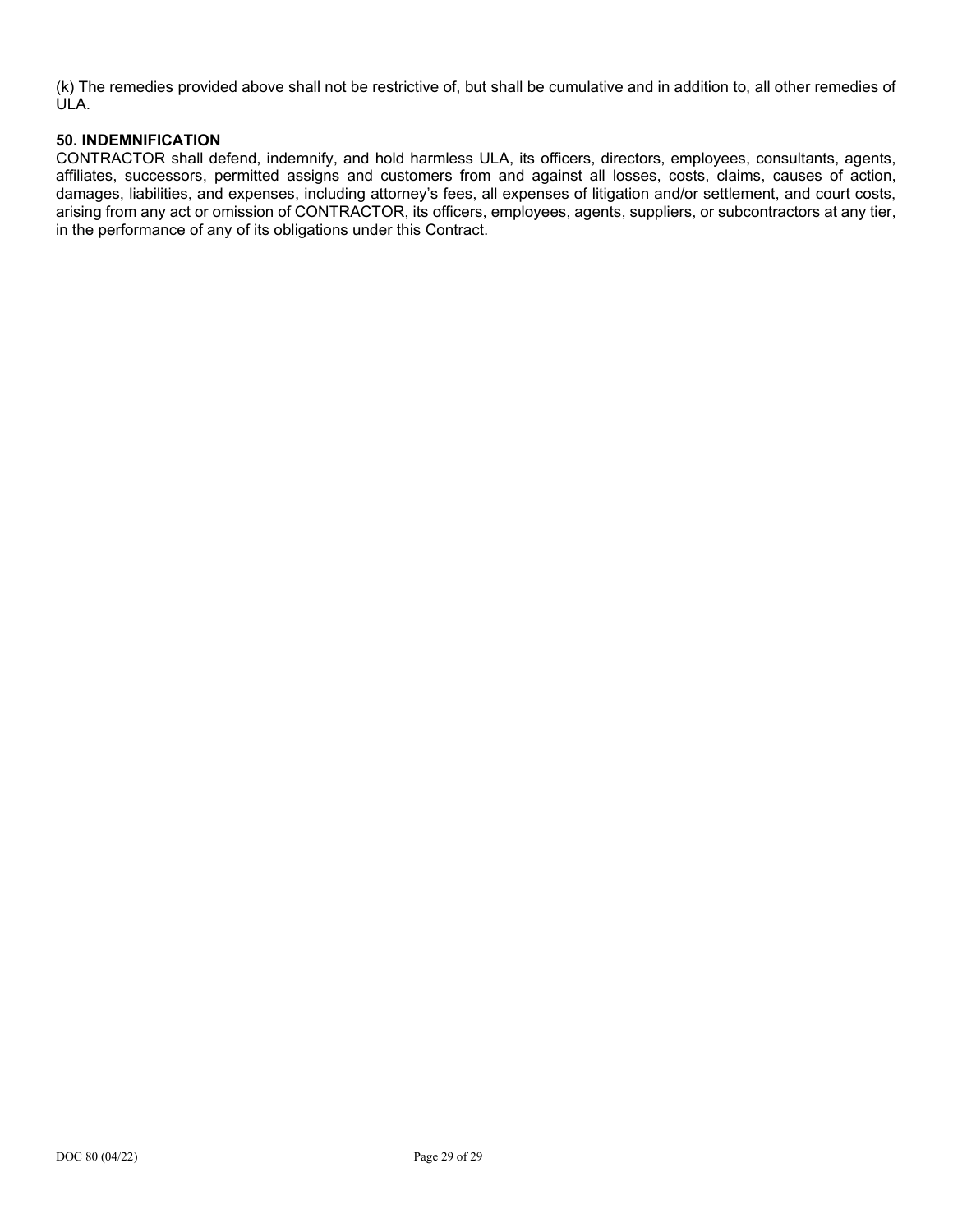(k) The remedies provided above shall not be restrictive of, but shall be cumulative and in addition to, all other remedies of ULA.

**50. INDEMNIFICATION**

CONTRACTOR shall defend, indemnify, and hold harmless ULA, its officers, directors, employees, consultants, agents, affiliates, successors, permitted assigns and customers from and against all losses, costs, claims, causes of action, damages, liabilities, and expenses, including attorney's fees, all expenses of litigation and/or settlement, and court costs, arising from any act or omission of CONTRACTOR, its officers, employees, agents, suppliers, or subcontractors at any tier, in the performance of any of its obligations under this Contract.